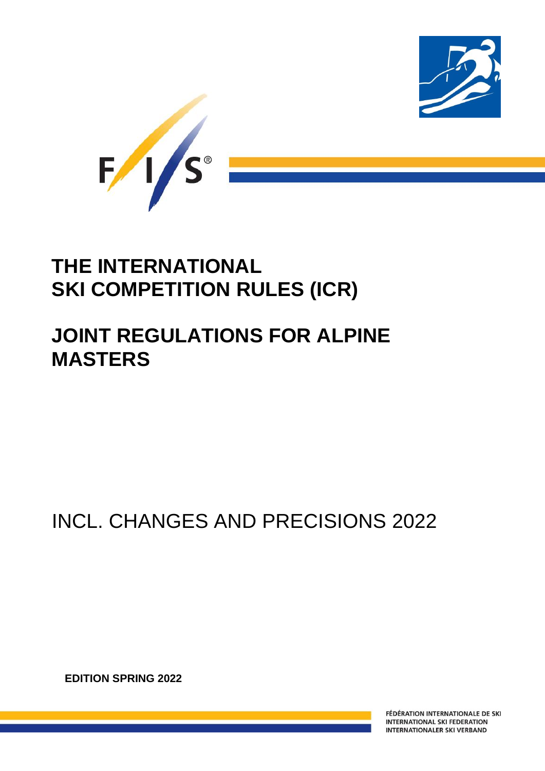# THE INTERNATIONAL SKI COMPETITION RULES (ICR)

# JOINT REGULATIONS FOR ALPINE MASTERS

INCL. CHANGES AND PRECISIONS 2022

**EDITION SPRING 2022**

FÉDÉRATION INTERNATIONALE DE SKI
INTERNATIONAL SKI FEDERATION
INTERNATIONALER SKI VERBAND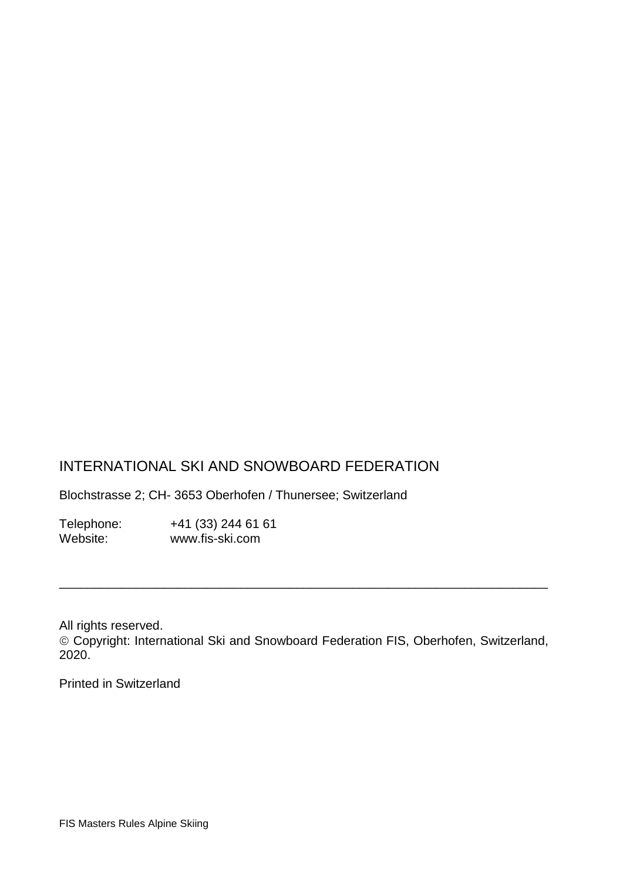INTERNATIONAL SKI AND SNOWBOARD FEDERATION

Blochstrasse 2; CH- 3653 Oberhofen / Thunersee; Switzerland

Telephone: +41 (33) 244 61 61
Website: www.fis-ski.com

---

All rights reserved.
© Copyright: International Ski and Snowboard Federation FIS, Oberhofen, Switzerland, 2020.

Printed in Switzerland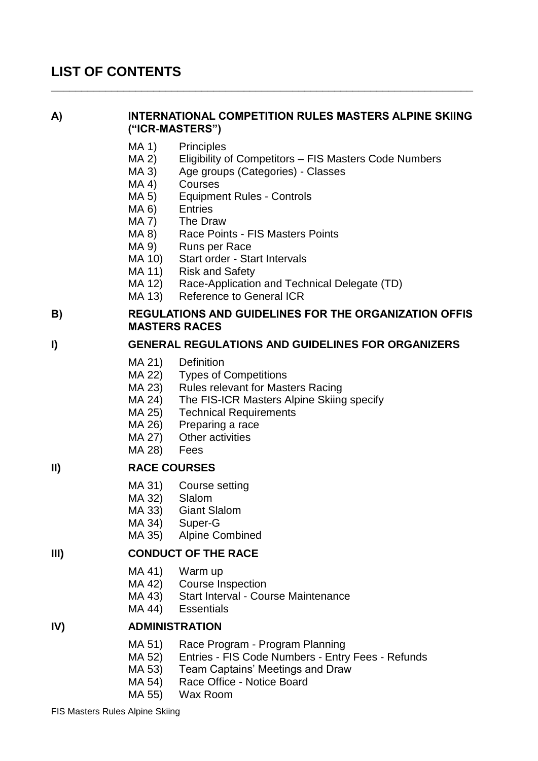# LIST OF CONTENTS

## A) INTERNATIONAL COMPETITION RULES MASTERS ALPINE SKIING ("ICR-MASTERS")

- MA 1) Principles
- MA 2) Eligibility of Competitors – FIS Masters Code Numbers
- MA 3) Age groups (Categories) - Classes
- MA 4) Courses
- MA 5) Equipment Rules - Controls
- MA 6) Entries
- MA 7) The Draw
- MA 8) Race Points - FIS Masters Points
- MA 9) Runs per Race
- MA 10) Start order - Start Intervals
- MA 11) Risk and Safety
- MA 12) Race-Application and Technical Delegate (TD)
- MA 13) Reference to General ICR

## B) REGULATIONS AND GUIDELINES FOR THE ORGANIZATION OFFIS MASTERS RACES

### I) GENERAL REGULATIONS AND GUIDELINES FOR ORGANIZERS

- MA 21) Definition
- MA 22) Types of Competitions
- MA 23) Rules relevant for Masters Racing
- MA 24) The FIS-ICR Masters Alpine Skiing specify
- MA 25) Technical Requirements
- MA 26) Preparing a race
- MA 27) Other activities
- MA 28) Fees

### II) RACE COURSES

- MA 31) Course setting
- MA 32) Slalom
- MA 33) Giant Slalom
- MA 34) Super-G
- MA 35) Alpine Combined

### III) CONDUCT OF THE RACE

- MA 41) Warm up
- MA 42) Course Inspection
- MA 43) Start Interval - Course Maintenance
- MA 44) Essentials

### IV) ADMINISTRATION

- MA 51) Race Program - Program Planning
- MA 52) Entries - FIS Code Numbers - Entry Fees - Refunds
- MA 53) Team Captains' Meetings and Draw
- MA 54) Race Office - Notice Board
- MA 55) Wax Room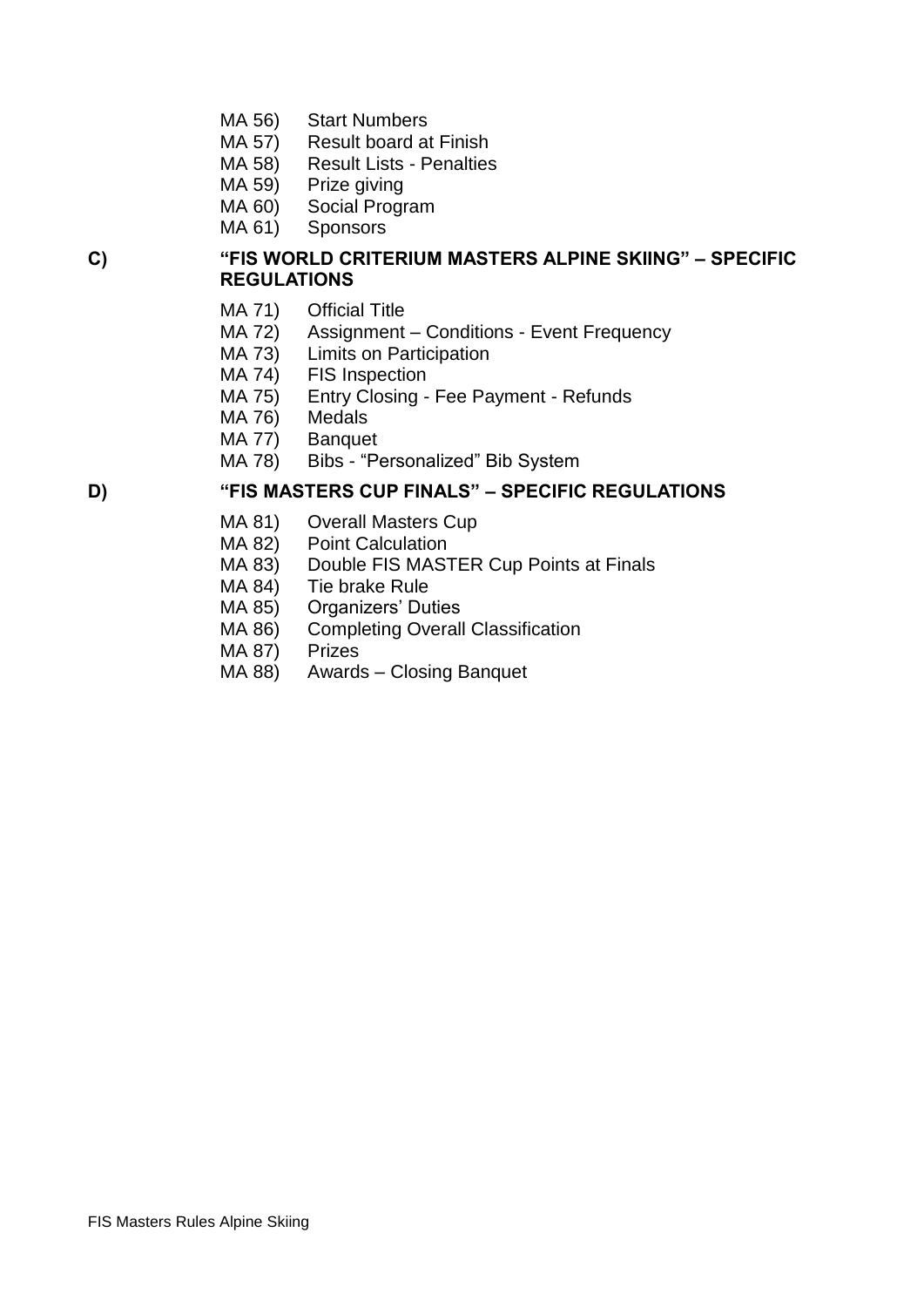MA 56) Start Numbers
MA 57) Result board at Finish
MA 58) Result Lists - Penalties
MA 59) Prize giving
MA 60) Social Program
MA 61) Sponsors

## C) "FIS WORLD CRITERIUM MASTERS ALPINE SKIING" – SPECIFIC REGULATIONS

MA 71) Official Title
MA 72) Assignment – Conditions - Event Frequency
MA 73) Limits on Participation
MA 74) FIS Inspection
MA 75) Entry Closing - Fee Payment - Refunds
MA 76) Medals
MA 77) Banquet
MA 78) Bibs - "Personalized" Bib System

## D) "FIS MASTERS CUP FINALS" – SPECIFIC REGULATIONS

MA 81) Overall Masters Cup
MA 82) Point Calculation
MA 83) Double FIS MASTER Cup Points at Finals
MA 84) Tie brake Rule
MA 85) Organizers' Duties
MA 86) Completing Overall Classification
MA 87) Prizes
MA 88) Awards – Closing Banquet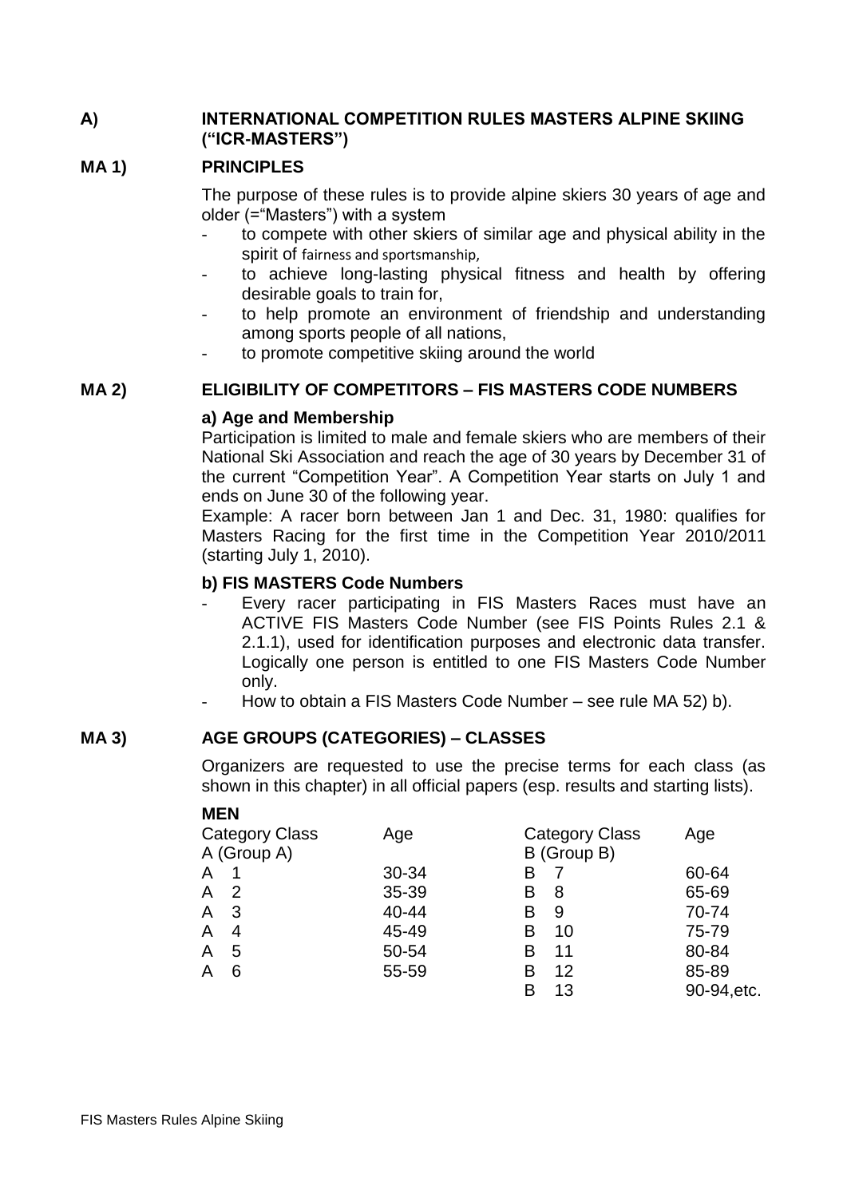## A) INTERNATIONAL COMPETITION RULES MASTERS ALPINE SKIING ("ICR-MASTERS")

### MA 1) PRINCIPLES

The purpose of these rules is to provide alpine skiers 30 years of age and older (="Masters") with a system

- to compete with other skiers of similar age and physical ability in the spirit of fairness and sportsmanship,
- to achieve long-lasting physical fitness and health by offering desirable goals to train for,
- to help promote an environment of friendship and understanding among sports people of all nations,
- to promote competitive skiing around the world

### MA 2) ELIGIBILITY OF COMPETITORS – FIS MASTERS CODE NUMBERS

**a) Age and Membership**

Participation is limited to male and female skiers who are members of their National Ski Association and reach the age of 30 years by December 31 of the current "Competition Year". A Competition Year starts on July 1 and ends on June 30 of the following year.

Example: A racer born between Jan 1 and Dec. 31, 1980: qualifies for Masters Racing for the first time in the Competition Year 2010/2011 (starting July 1, 2010).

**b) FIS MASTERS Code Numbers**

- Every racer participating in FIS Masters Races must have an ACTIVE FIS Masters Code Number (see FIS Points Rules 2.1 & 2.1.1), used for identification purposes and electronic data transfer. Logically one person is entitled to one FIS Masters Code Number only.
- How to obtain a FIS Masters Code Number – see rule MA 52) b).

### MA 3) AGE GROUPS (CATEGORIES) – CLASSES

Organizers are requested to use the precise terms for each class (as shown in this chapter) in all official papers (esp. results and starting lists).

**MEN**

| Category Class A (Group A) | Age | Category Class B (Group B) | Age |
|---|---|---|---|
| A 1 | 30-34 | B 7 | 60-64 |
| A 2 | 35-39 | B 8 | 65-69 |
| A 3 | 40-44 | B 9 | 70-74 |
| A 4 | 45-49 | B 10 | 75-79 |
| A 5 | 50-54 | B 11 | 80-84 |
| A 6 | 55-59 | B 12 | 85-89 |
| | | B 13 | 90-94,etc. |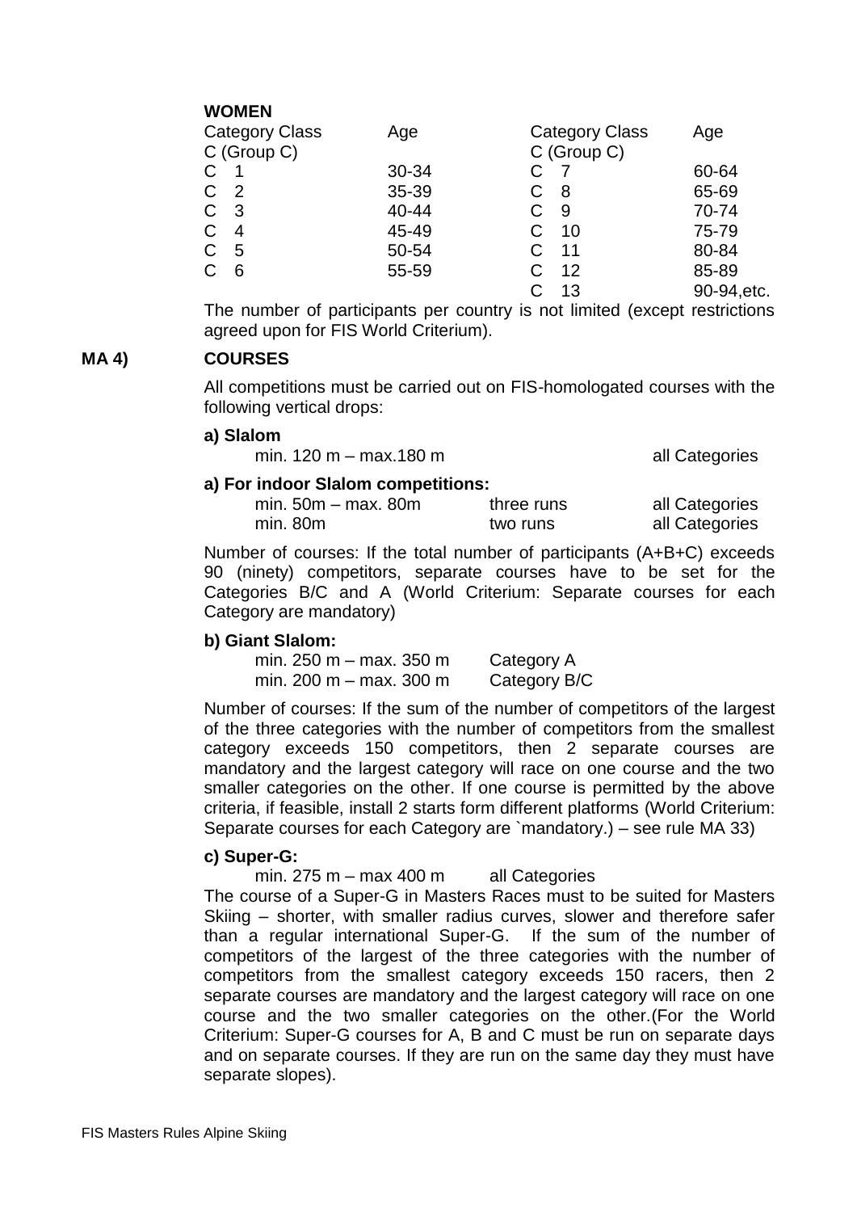**WOMEN**

| Category Class C (Group C) | Age | Category Class C (Group C) | Age |
|---|---|---|---|
| C 1 | 30-34 | C 7 | 60-64 |
| C 2 | 35-39 | C 8 | 65-69 |
| C 3 | 40-44 | C 9 | 70-74 |
| C 4 | 45-49 | C 10 | 75-79 |
| C 5 | 50-54 | C 11 | 80-84 |
| C 6 | 55-59 | C 12 | 85-89 |
| | | C 13 | 90-94,etc. |

The number of participants per country is not limited (except restrictions agreed upon for FIS World Criterium).

## MA 4) COURSES

All competitions must be carried out on FIS-homologated courses with the following vertical drops:

**a) Slalom**

| | |
|---|---|
| min. 120 m – max.180 m | all Categories |

**a) For indoor Slalom competitions:**

| | | |
|---|---|---|
| min. 50m – max. 80m | three runs | all Categories |
| min. 80m | two runs | all Categories |

Number of courses: If the total number of participants (A+B+C) exceeds 90 (ninety) competitors, separate courses have to be set for the Categories B/C and A (World Criterium: Separate courses for each Category are mandatory)

**b) Giant Slalom:**

| | |
|---|---|
| min. 250 m – max. 350 m | Category A |
| min. 200 m – max. 300 m | Category B/C |

Number of courses: If the sum of the number of competitors of the largest of the three categories with the number of competitors from the smallest category exceeds 150 competitors, then 2 separate courses are mandatory and the largest category will race on one course and the two smaller categories on the other. If one course is permitted by the above criteria, if feasible, install 2 starts form different platforms (World Criterium: Separate courses for each Category are `mandatory.) – see rule MA 33)

**c) Super-G:**

min. 275 m – max 400 m all Categories

The course of a Super-G in Masters Races must to be suited for Masters Skiing – shorter, with smaller radius curves, slower and therefore safer than a regular international Super-G. If the sum of the number of competitors of the largest of the three categories with the number of competitors from the smallest category exceeds 150 racers, then 2 separate courses are mandatory and the largest category will race on one course and the two smaller categories on the other.(For the World Criterium: Super-G courses for A, B and C must be run on separate days and on separate courses. If they are run on the same day they must have separate slopes).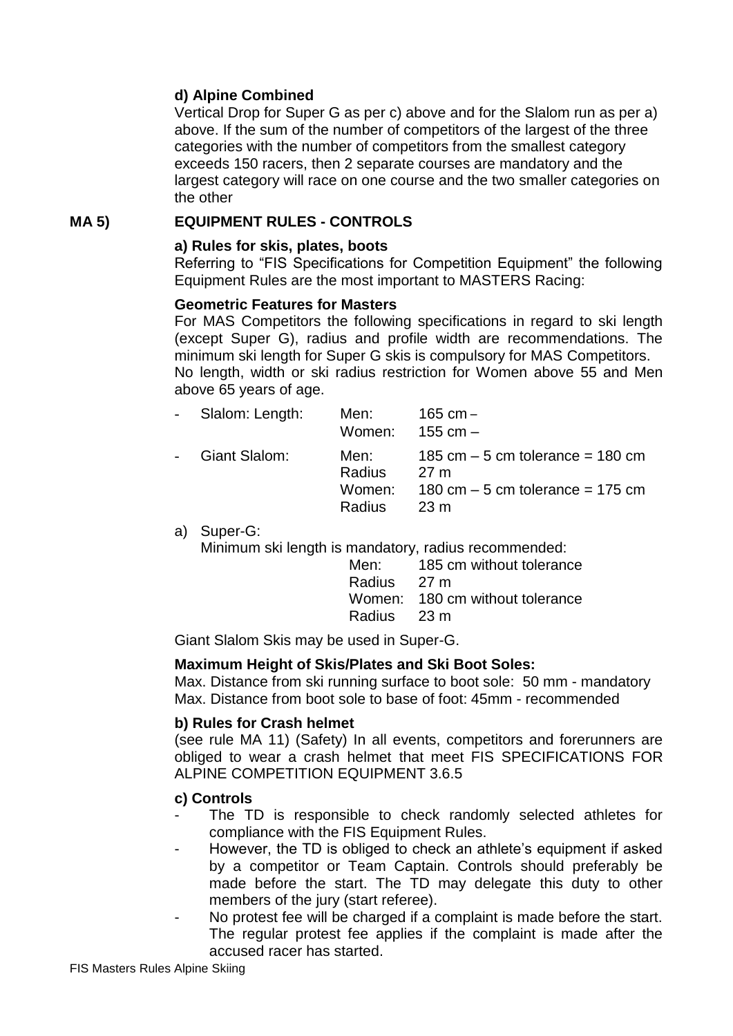**d) Alpine Combined**

Vertical Drop for Super G as per c) above and for the Slalom run as per a) above. If the sum of the number of competitors of the largest of the three categories with the number of competitors from the smallest category exceeds 150 racers, then 2 separate courses are mandatory and the largest category will race on one course and the two smaller categories on the other

## MA 5) EQUIPMENT RULES - CONTROLS

**a) Rules for skis, plates, boots**

Referring to "FIS Specifications for Competition Equipment" the following Equipment Rules are the most important to MASTERS Racing:

**Geometric Features for Masters**

For MAS Competitors the following specifications in regard to ski length (except Super G), radius and profile width are recommendations. The minimum ski length for Super G skis is compulsory for MAS Competitors.
No length, width or ski radius restriction for Women above 55 and Men above 65 years of age.

- Slalom: Length: Men: 165 cm –
  Women: 155 cm –
- Giant Slalom: Men: 185 cm – 5 cm tolerance = 180 cm
  Radius 27 m
  Women: 180 cm – 5 cm tolerance = 175 cm
  Radius 23 m

a) Super-G:
Minimum ski length is mandatory, radius recommended:
Men: 185 cm without tolerance
Radius 27 m
Women: 180 cm without tolerance
Radius 23 m

Giant Slalom Skis may be used in Super-G.

**Maximum Height of Skis/Plates and Ski Boot Soles:**

Max. Distance from ski running surface to boot sole: 50 mm - mandatory
Max. Distance from boot sole to base of foot: 45mm - recommended

**b) Rules for Crash helmet**

(see rule MA 11) (Safety) In all events, competitors and forerunners are obliged to wear a crash helmet that meet FIS SPECIFICATIONS FOR ALPINE COMPETITION EQUIPMENT 3.6.5

**c) Controls**

- The TD is responsible to check randomly selected athletes for compliance with the FIS Equipment Rules.
- However, the TD is obliged to check an athlete's equipment if asked by a competitor or Team Captain. Controls should preferably be made before the start. The TD may delegate this duty to other members of the jury (start referee).
- No protest fee will be charged if a complaint is made before the start. The regular protest fee applies if the complaint is made after the accused racer has started.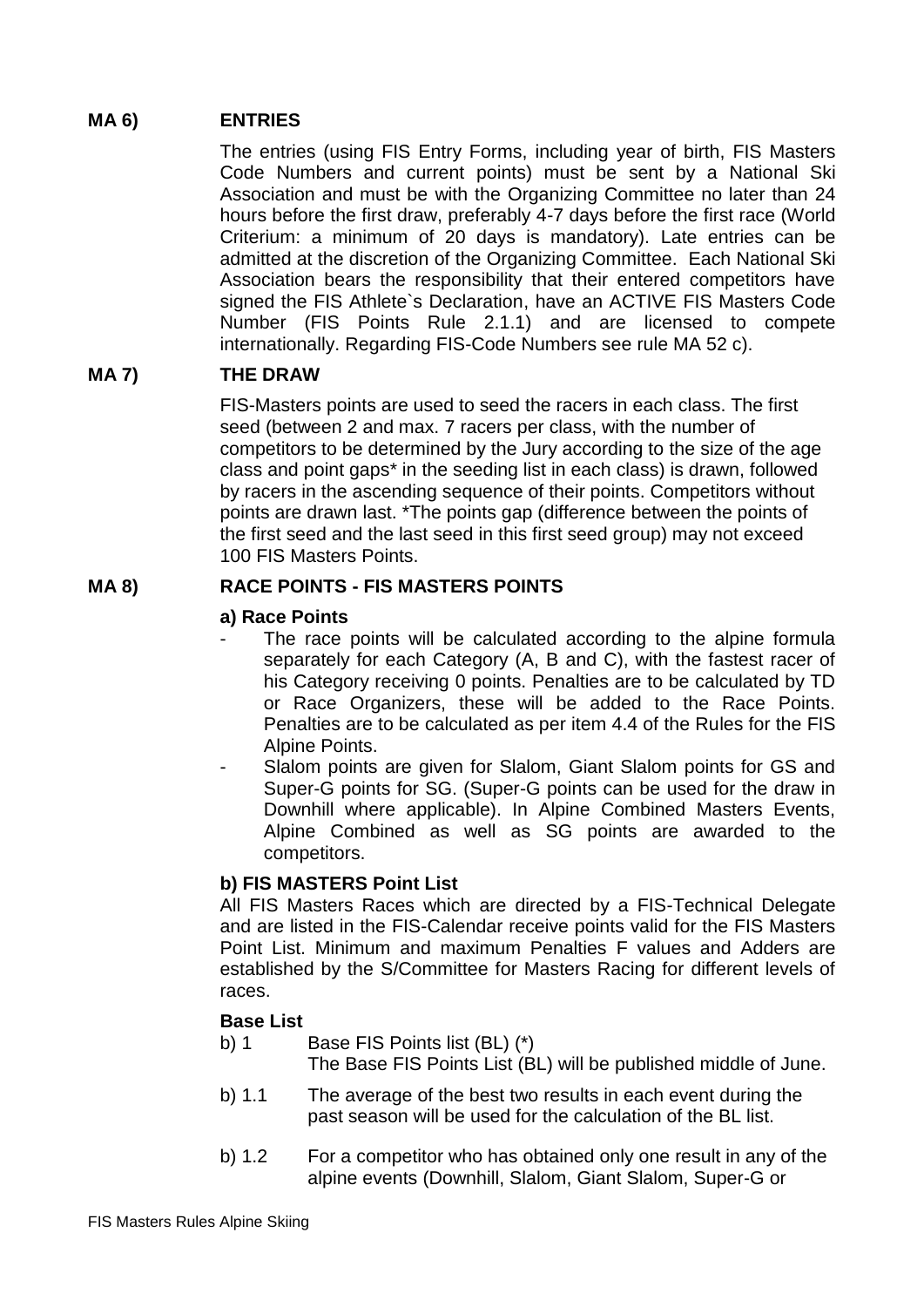## MA 6) ENTRIES

The entries (using FIS Entry Forms, including year of birth, FIS Masters Code Numbers and current points) must be sent by a National Ski Association and must be with the Organizing Committee no later than 24 hours before the first draw, preferably 4-7 days before the first race (World Criterium: a minimum of 20 days is mandatory). Late entries can be admitted at the discretion of the Organizing Committee. Each National Ski Association bears the responsibility that their entered competitors have signed the FIS Athlete`s Declaration, have an ACTIVE FIS Masters Code Number (FIS Points Rule 2.1.1) and are licensed to compete internationally. Regarding FIS-Code Numbers see rule MA 52 c).

## MA 7) THE DRAW

FIS-Masters points are used to seed the racers in each class. The first seed (between 2 and max. 7 racers per class, with the number of competitors to be determined by the Jury according to the size of the age class and point gaps* in the seeding list in each class) is drawn, followed by racers in the ascending sequence of their points. Competitors without points are drawn last. *The points gap (difference between the points of the first seed and the last seed in this first seed group) may not exceed 100 FIS Masters Points.

## MA 8) RACE POINTS - FIS MASTERS POINTS

**a) Race Points**

- The race points will be calculated according to the alpine formula separately for each Category (A, B and C), with the fastest racer of his Category receiving 0 points. Penalties are to be calculated by TD or Race Organizers, these will be added to the Race Points. Penalties are to be calculated as per item 4.4 of the Rules for the FIS Alpine Points.
- Slalom points are given for Slalom, Giant Slalom points for GS and Super-G points for SG. (Super-G points can be used for the draw in Downhill where applicable). In Alpine Combined Masters Events, Alpine Combined as well as SG points are awarded to the competitors.

**b) FIS MASTERS Point List**

All FIS Masters Races which are directed by a FIS-Technical Delegate and are listed in the FIS-Calendar receive points valid for the FIS Masters Point List. Minimum and maximum Penalties F values and Adders are established by the S/Committee for Masters Racing for different levels of races.

**Base List**

b) 1 Base FIS Points list (BL) (*)
The Base FIS Points List (BL) will be published middle of June.

b) 1.1 The average of the best two results in each event during the past season will be used for the calculation of the BL list.

b) 1.2 For a competitor who has obtained only one result in any of the alpine events (Downhill, Slalom, Giant Slalom, Super-G or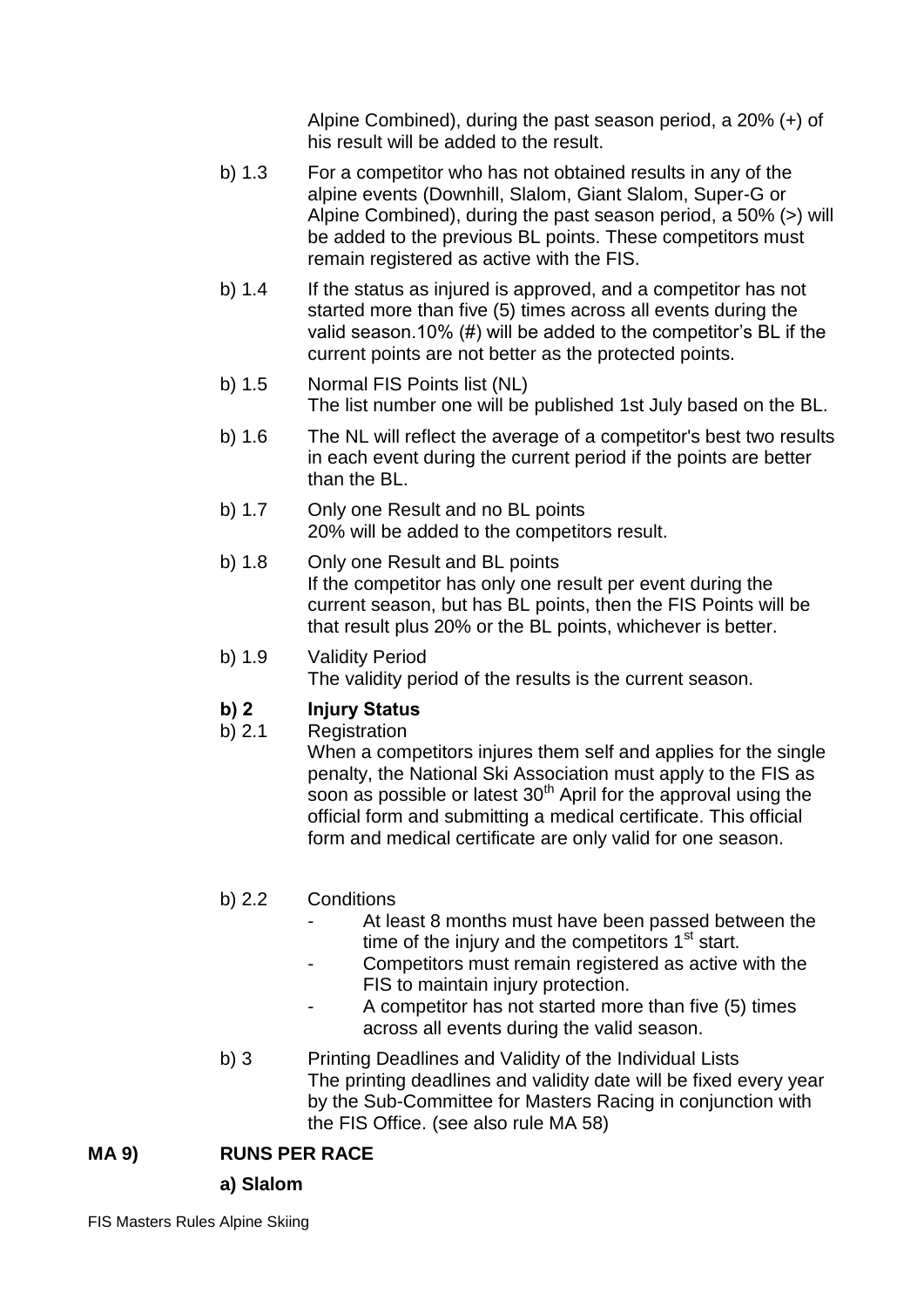Alpine Combined), during the past season period, a 20% (+) of his result will be added to the result.

b) 1.3 For a competitor who has not obtained results in any of the alpine events (Downhill, Slalom, Giant Slalom, Super-G or Alpine Combined), during the past season period, a 50% (>) will be added to the previous BL points. These competitors must remain registered as active with the FIS.

b) 1.4 If the status as injured is approved, and a competitor has not started more than five (5) times across all events during the valid season.10% (#) will be added to the competitor's BL if the current points are not better as the protected points.

b) 1.5 Normal FIS Points list (NL)
The list number one will be published 1st July based on the BL.

b) 1.6 The NL will reflect the average of a competitor's best two results in each event during the current period if the points are better than the BL.

b) 1.7 Only one Result and no BL points
20% will be added to the competitors result.

b) 1.8 Only one Result and BL points
If the competitor has only one result per event during the current season, but has BL points, then the FIS Points will be that result plus 20% or the BL points, whichever is better.

b) 1.9 Validity Period
The validity period of the results is the current season.

**b) 2 Injury Status**

b) 2.1 Registration
When a competitors injures them self and applies for the single penalty, the National Ski Association must apply to the FIS as soon as possible or latest 30th April for the approval using the official form and submitting a medical certificate. This official form and medical certificate are only valid for one season.

b) 2.2 Conditions

- At least 8 months must have been passed between the time of the injury and the competitors 1st start.
- Competitors must remain registered as active with the FIS to maintain injury protection.
- A competitor has not started more than five (5) times across all events during the valid season.

b) 3 Printing Deadlines and Validity of the Individual Lists
The printing deadlines and validity date will be fixed every year by the Sub-Committee for Masters Racing in conjunction with the FIS Office. (see also rule MA 58)

## MA 9) RUNS PER RACE

**a) Slalom**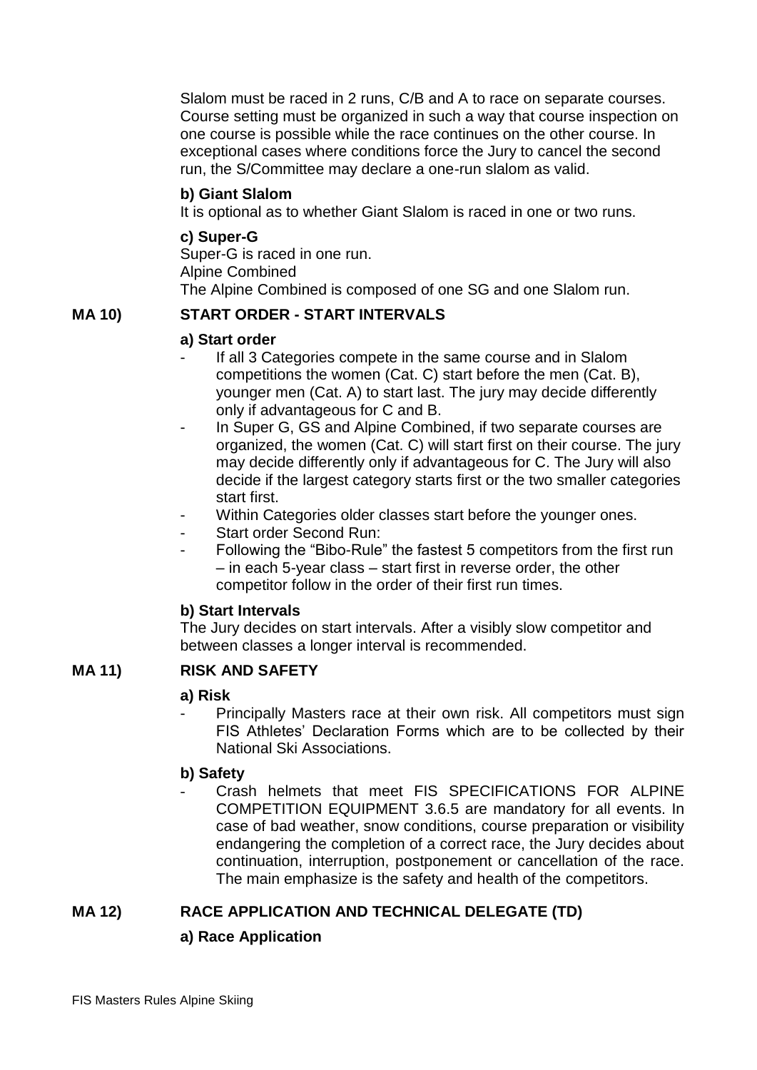Slalom must be raced in 2 runs, C/B and A to race on separate courses. Course setting must be organized in such a way that course inspection on one course is possible while the race continues on the other course. In exceptional cases where conditions force the Jury to cancel the second run, the S/Committee may declare a one-run slalom as valid.

**b) Giant Slalom**

It is optional as to whether Giant Slalom is raced in one or two runs.

**c) Super-G**

Super-G is raced in one run.

Alpine Combined

The Alpine Combined is composed of one SG and one Slalom run.

## MA 10) START ORDER - START INTERVALS

**a) Start order**

- If all 3 Categories compete in the same course and in Slalom competitions the women (Cat. C) start before the men (Cat. B), younger men (Cat. A) to start last. The jury may decide differently only if advantageous for C and B.
- In Super G, GS and Alpine Combined, if two separate courses are organized, the women (Cat. C) will start first on their course. The jury may decide differently only if advantageous for C. The Jury will also decide if the largest category starts first or the two smaller categories start first.
- Within Categories older classes start before the younger ones.
- Start order Second Run:
- Following the "Bibo-Rule" the fastest 5 competitors from the first run – in each 5-year class – start first in reverse order, the other competitor follow in the order of their first run times.

**b) Start Intervals**

The Jury decides on start intervals. After a visibly slow competitor and between classes a longer interval is recommended.

## MA 11) RISK AND SAFETY

**a) Risk**

- Principally Masters race at their own risk. All competitors must sign FIS Athletes' Declaration Forms which are to be collected by their National Ski Associations.

**b) Safety**

- Crash helmets that meet FIS SPECIFICATIONS FOR ALPINE COMPETITION EQUIPMENT 3.6.5 are mandatory for all events. In case of bad weather, snow conditions, course preparation or visibility endangering the completion of a correct race, the Jury decides about continuation, interruption, postponement or cancellation of the race. The main emphasize is the safety and health of the competitors.

## MA 12) RACE APPLICATION AND TECHNICAL DELEGATE (TD)

**a) Race Application**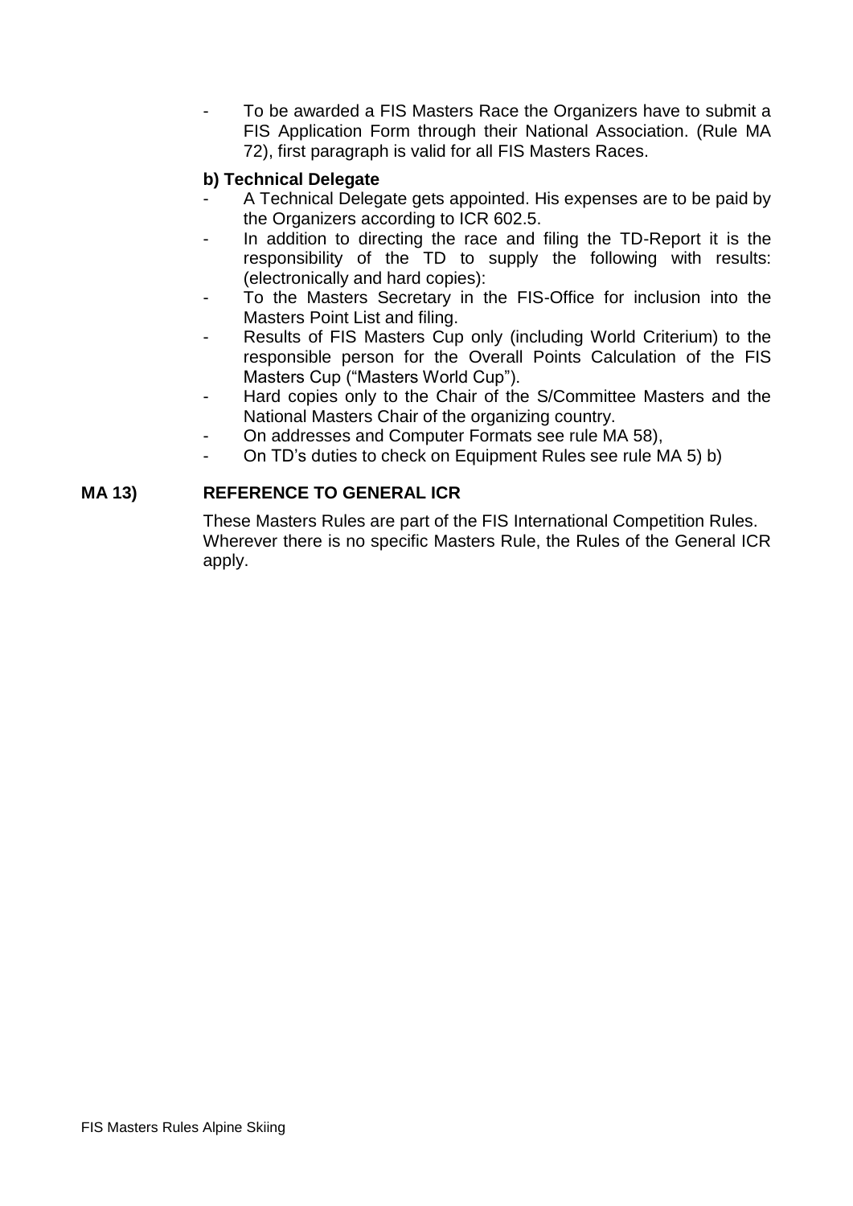- To be awarded a FIS Masters Race the Organizers have to submit a FIS Application Form through their National Association. (Rule MA 72), first paragraph is valid for all FIS Masters Races.

**b) Technical Delegate**

- A Technical Delegate gets appointed. His expenses are to be paid by the Organizers according to ICR 602.5.
- In addition to directing the race and filing the TD-Report it is the responsibility of the TD to supply the following with results: (electronically and hard copies):
- To the Masters Secretary in the FIS-Office for inclusion into the Masters Point List and filing.
- Results of FIS Masters Cup only (including World Criterium) to the responsible person for the Overall Points Calculation of the FIS Masters Cup ("Masters World Cup").
- Hard copies only to the Chair of the S/Committee Masters and the National Masters Chair of the organizing country.
- On addresses and Computer Formats see rule MA 58),
- On TD's duties to check on Equipment Rules see rule MA 5) b)

## MA 13) REFERENCE TO GENERAL ICR

These Masters Rules are part of the FIS International Competition Rules. Wherever there is no specific Masters Rule, the Rules of the General ICR apply.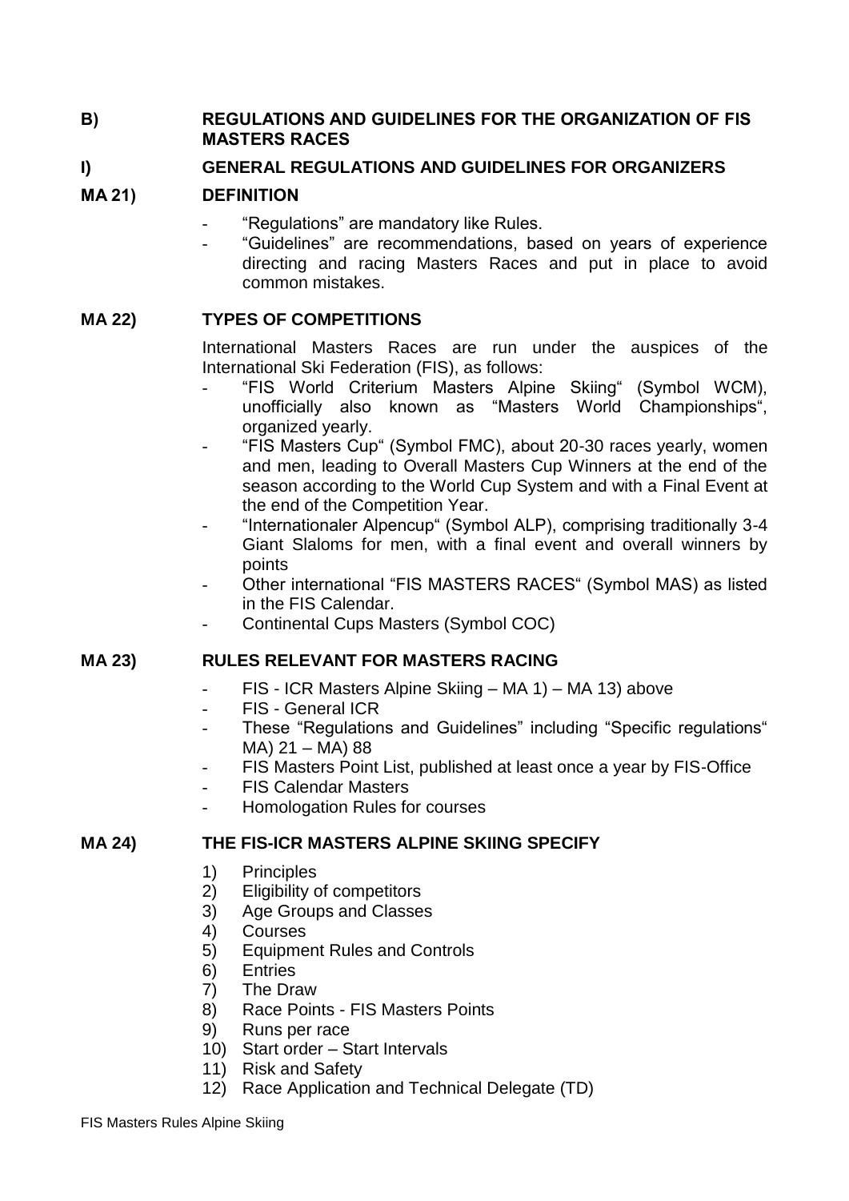## B) REGULATIONS AND GUIDELINES FOR THE ORGANIZATION OF FIS MASTERS RACES

## I) GENERAL REGULATIONS AND GUIDELINES FOR ORGANIZERS

### MA 21) DEFINITION

- "Regulations" are mandatory like Rules.
- "Guidelines" are recommendations, based on years of experience directing and racing Masters Races and put in place to avoid common mistakes.

### MA 22) TYPES OF COMPETITIONS

International Masters Races are run under the auspices of the International Ski Federation (FIS), as follows:

- "FIS World Criterium Masters Alpine Skiing" (Symbol WCM), unofficially also known as "Masters World Championships", organized yearly.
- "FIS Masters Cup" (Symbol FMC), about 20-30 races yearly, women and men, leading to Overall Masters Cup Winners at the end of the season according to the World Cup System and with a Final Event at the end of the Competition Year.
- "Internationaler Alpencup" (Symbol ALP), comprising traditionally 3-4 Giant Slaloms for men, with a final event and overall winners by points
- Other international "FIS MASTERS RACES" (Symbol MAS) as listed in the FIS Calendar.
- Continental Cups Masters (Symbol COC)

### MA 23) RULES RELEVANT FOR MASTERS RACING

- FIS - ICR Masters Alpine Skiing – MA 1) – MA 13) above
- FIS - General ICR
- These "Regulations and Guidelines" including "Specific regulations" MA) 21 – MA) 88
- FIS Masters Point List, published at least once a year by FIS-Office
- FIS Calendar Masters
- Homologation Rules for courses

### MA 24) THE FIS-ICR MASTERS ALPINE SKIING SPECIFY

1) Principles
2) Eligibility of competitors
3) Age Groups and Classes
4) Courses
5) Equipment Rules and Controls
6) Entries
7) The Draw
8) Race Points - FIS Masters Points
9) Runs per race
10) Start order – Start Intervals
11) Risk and Safety
12) Race Application and Technical Delegate (TD)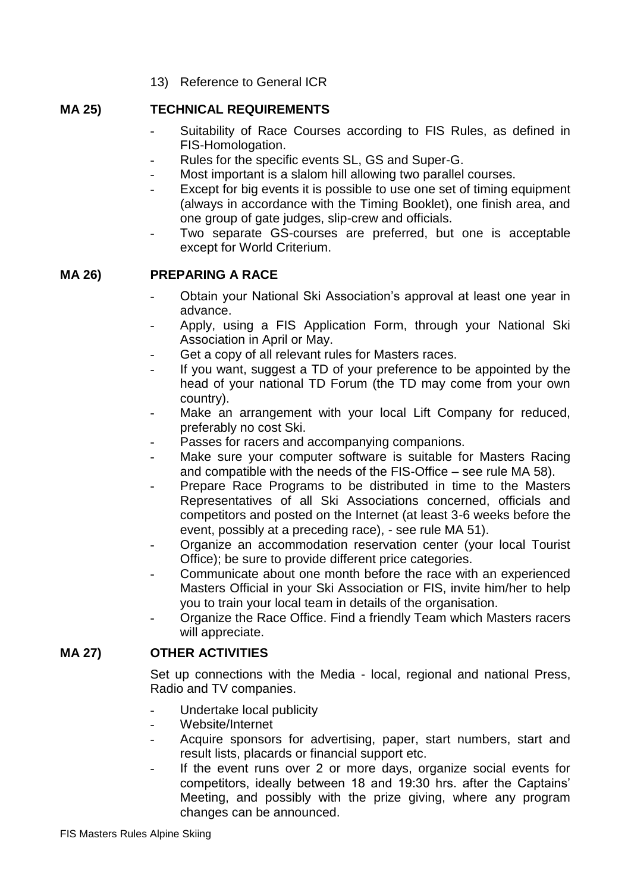13) Reference to General ICR

## MA 25) TECHNICAL REQUIREMENTS

- Suitability of Race Courses according to FIS Rules, as defined in FIS-Homologation.
- Rules for the specific events SL, GS and Super-G.
- Most important is a slalom hill allowing two parallel courses.
- Except for big events it is possible to use one set of timing equipment (always in accordance with the Timing Booklet), one finish area, and one group of gate judges, slip-crew and officials.
- Two separate GS-courses are preferred, but one is acceptable except for World Criterium.

## MA 26) PREPARING A RACE

- Obtain your National Ski Association's approval at least one year in advance.
- Apply, using a FIS Application Form, through your National Ski Association in April or May.
- Get a copy of all relevant rules for Masters races.
- If you want, suggest a TD of your preference to be appointed by the head of your national TD Forum (the TD may come from your own country).
- Make an arrangement with your local Lift Company for reduced, preferably no cost Ski.
- Passes for racers and accompanying companions.
- Make sure your computer software is suitable for Masters Racing and compatible with the needs of the FIS-Office – see rule MA 58).
- Prepare Race Programs to be distributed in time to the Masters Representatives of all Ski Associations concerned, officials and competitors and posted on the Internet (at least 3-6 weeks before the event, possibly at a preceding race), - see rule MA 51).
- Organize an accommodation reservation center (your local Tourist Office); be sure to provide different price categories.
- Communicate about one month before the race with an experienced Masters Official in your Ski Association or FIS, invite him/her to help you to train your local team in details of the organisation.
- Organize the Race Office. Find a friendly Team which Masters racers will appreciate.

## MA 27) OTHER ACTIVITIES

Set up connections with the Media - local, regional and national Press, Radio and TV companies.

- Undertake local publicity
- Website/Internet
- Acquire sponsors for advertising, paper, start numbers, start and result lists, placards or financial support etc.
- If the event runs over 2 or more days, organize social events for competitors, ideally between 18 and 19:30 hrs. after the Captains' Meeting, and possibly with the prize giving, where any program changes can be announced.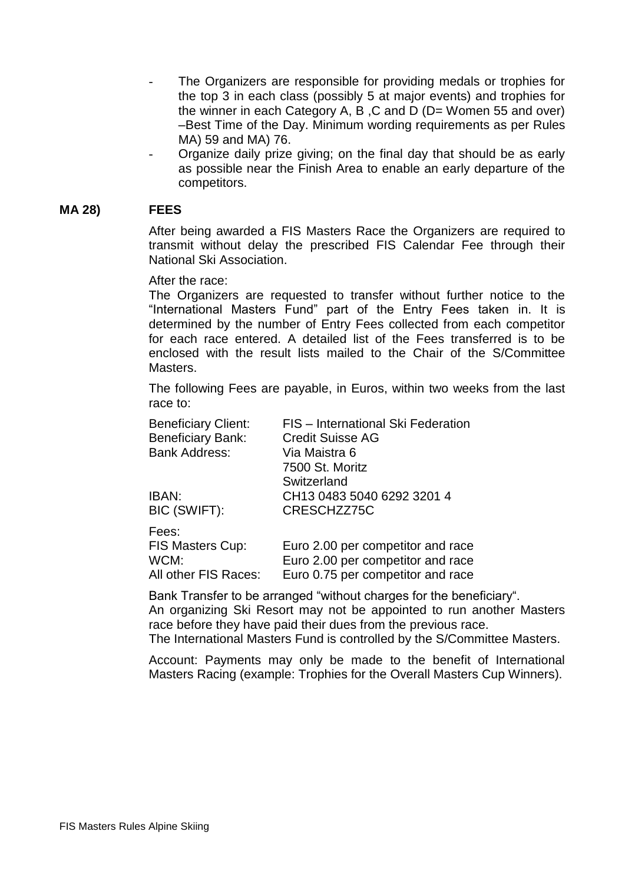- The Organizers are responsible for providing medals or trophies for the top 3 in each class (possibly 5 at major events) and trophies for the winner in each Category A, B ,C and D (D= Women 55 and over) –Best Time of the Day. Minimum wording requirements as per Rules MA) 59 and MA) 76.
- Organize daily prize giving; on the final day that should be as early as possible near the Finish Area to enable an early departure of the competitors.

## MA 28) FEES

After being awarded a FIS Masters Race the Organizers are required to transmit without delay the prescribed FIS Calendar Fee through their National Ski Association.

After the race:
The Organizers are requested to transfer without further notice to the "International Masters Fund" part of the Entry Fees taken in. It is determined by the number of Entry Fees collected from each competitor for each race entered. A detailed list of the Fees transferred is to be enclosed with the result lists mailed to the Chair of the S/Committee Masters.

The following Fees are payable, in Euros, within two weeks from the last race to:

| | |
|---|---|
| Beneficiary Client: | FIS – International Ski Federation |
| Beneficiary Bank: | Credit Suisse AG |
| Bank Address: | Via Maistra 6<br>7500 St. Moritz<br>Switzerland |
| IBAN: | CH13 0483 5040 6292 3201 4 |
| BIC (SWIFT): | CRESCHZZ75C |

Fees:

| | |
|---|---|
| FIS Masters Cup: | Euro 2.00 per competitor and race |
| WCM: | Euro 2.00 per competitor and race |
| All other FIS Races: | Euro 0.75 per competitor and race |

Bank Transfer to be arranged "without charges for the beneficiary".
An organizing Ski Resort may not be appointed to run another Masters race before they have paid their dues from the previous race.
The International Masters Fund is controlled by the S/Committee Masters.

Account: Payments may only be made to the benefit of International Masters Racing (example: Trophies for the Overall Masters Cup Winners).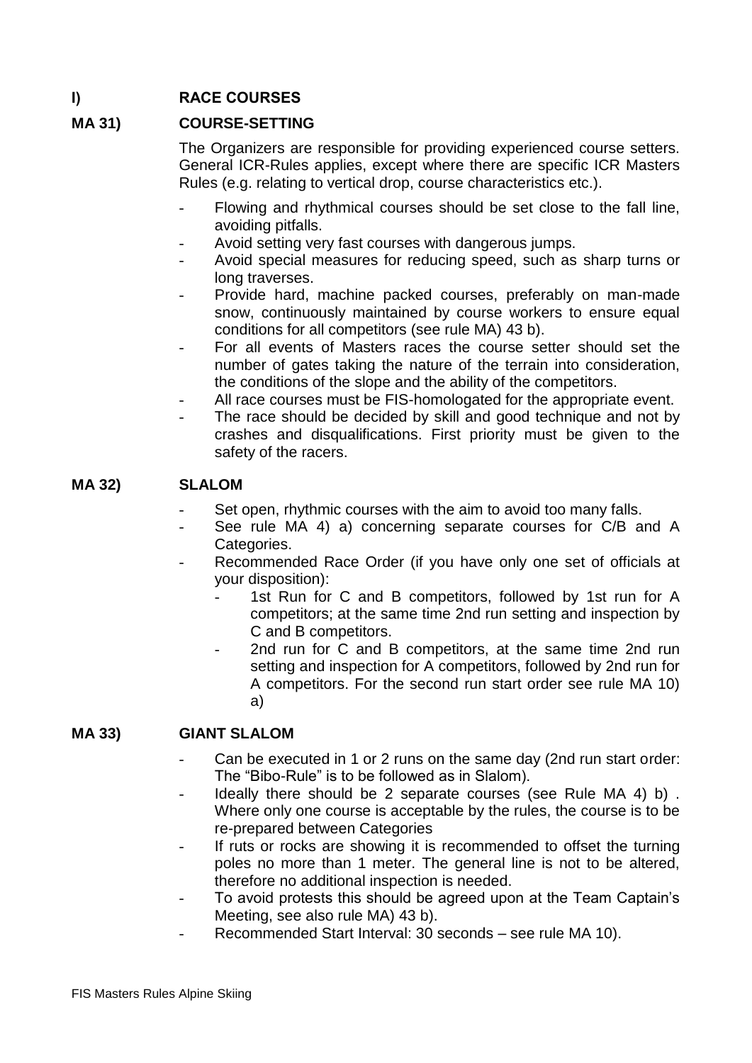## I) RACE COURSES

### MA 31) COURSE-SETTING

The Organizers are responsible for providing experienced course setters. General ICR-Rules applies, except where there are specific ICR Masters Rules (e.g. relating to vertical drop, course characteristics etc.).

- Flowing and rhythmical courses should be set close to the fall line, avoiding pitfalls.
- Avoid setting very fast courses with dangerous jumps.
- Avoid special measures for reducing speed, such as sharp turns or long traverses.
- Provide hard, machine packed courses, preferably on man-made snow, continuously maintained by course workers to ensure equal conditions for all competitors (see rule MA) 43 b).
- For all events of Masters races the course setter should set the number of gates taking the nature of the terrain into consideration, the conditions of the slope and the ability of the competitors.
- All race courses must be FIS-homologated for the appropriate event.
- The race should be decided by skill and good technique and not by crashes and disqualifications. First priority must be given to the safety of the racers.

### MA 32) SLALOM

- Set open, rhythmic courses with the aim to avoid too many falls.
- See rule MA 4) a) concerning separate courses for C/B and A Categories.
- Recommended Race Order (if you have only one set of officials at your disposition):
  - 1st Run for C and B competitors, followed by 1st run for A competitors; at the same time 2nd run setting and inspection by C and B competitors.
  - 2nd run for C and B competitors, at the same time 2nd run setting and inspection for A competitors, followed by 2nd run for A competitors. For the second run start order see rule MA 10) a)

### MA 33) GIANT SLALOM

- Can be executed in 1 or 2 runs on the same day (2nd run start order: The "Bibo-Rule" is to be followed as in Slalom).
- Ideally there should be 2 separate courses (see Rule MA 4) b) . Where only one course is acceptable by the rules, the course is to be re-prepared between Categories
- If ruts or rocks are showing it is recommended to offset the turning poles no more than 1 meter. The general line is not to be altered, therefore no additional inspection is needed.
- To avoid protests this should be agreed upon at the Team Captain's Meeting, see also rule MA) 43 b).
- Recommended Start Interval: 30 seconds – see rule MA 10).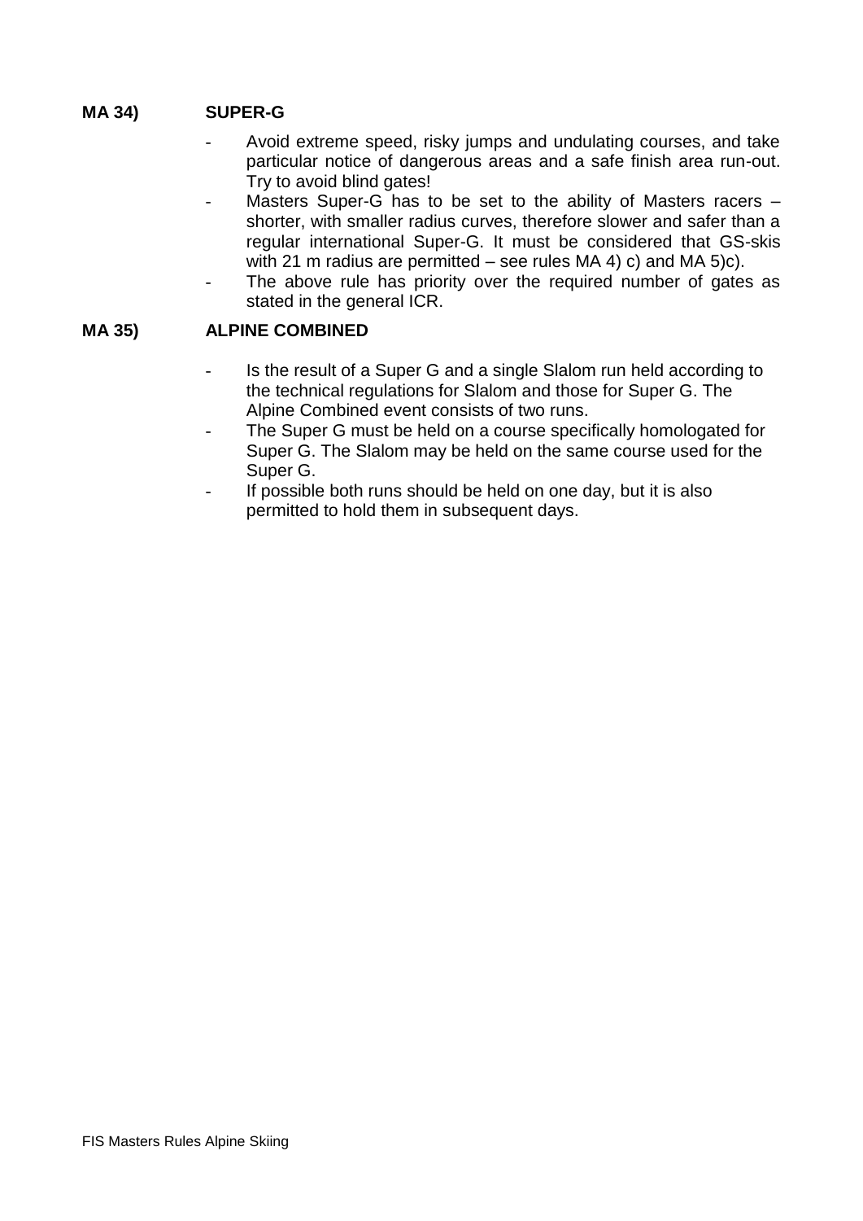**MA 34) SUPER-G**

- Avoid extreme speed, risky jumps and undulating courses, and take particular notice of dangerous areas and a safe finish area run-out. Try to avoid blind gates!
- Masters Super-G has to be set to the ability of Masters racers – shorter, with smaller radius curves, therefore slower and safer than a regular international Super-G. It must be considered that GS-skis with 21 m radius are permitted – see rules MA 4) c) and MA 5)c).
- The above rule has priority over the required number of gates as stated in the general ICR.

**MA 35) ALPINE COMBINED**

- Is the result of a Super G and a single Slalom run held according to the technical regulations for Slalom and those for Super G. The Alpine Combined event consists of two runs.
- The Super G must be held on a course specifically homologated for Super G. The Slalom may be held on the same course used for the Super G.
- If possible both runs should be held on one day, but it is also permitted to hold them in subsequent days.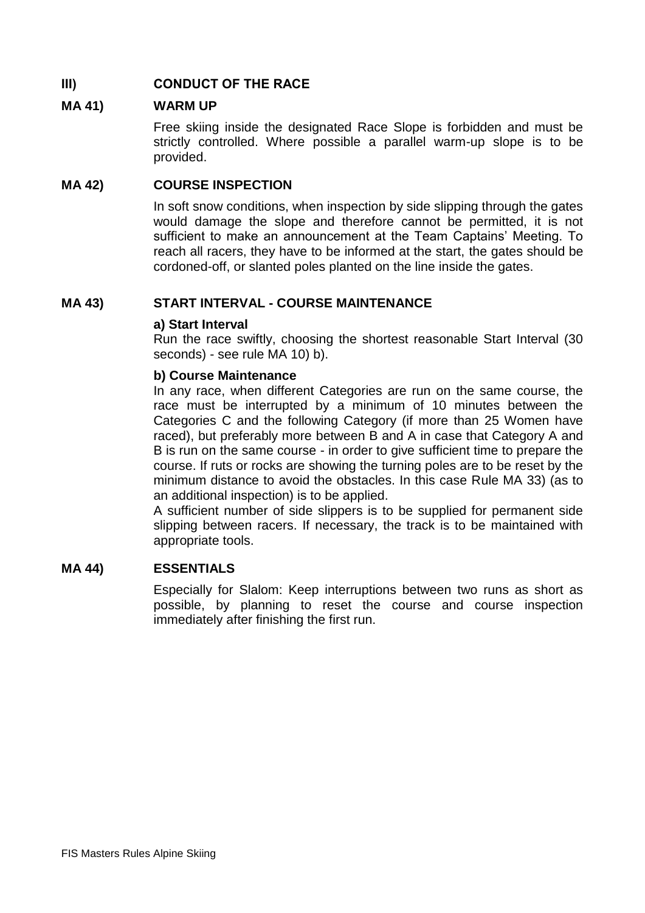## III) CONDUCT OF THE RACE

### MA 41) WARM UP

Free skiing inside the designated Race Slope is forbidden and must be strictly controlled. Where possible a parallel warm-up slope is to be provided.

### MA 42) COURSE INSPECTION

In soft snow conditions, when inspection by side slipping through the gates would damage the slope and therefore cannot be permitted, it is not sufficient to make an announcement at the Team Captains' Meeting. To reach all racers, they have to be informed at the start, the gates should be cordoned-off, or slanted poles planted on the line inside the gates.

### MA 43) START INTERVAL - COURSE MAINTENANCE

**a) Start Interval**

Run the race swiftly, choosing the shortest reasonable Start Interval (30 seconds) - see rule MA 10) b).

**b) Course Maintenance**

In any race, when different Categories are run on the same course, the race must be interrupted by a minimum of 10 minutes between the Categories C and the following Category (if more than 25 Women have raced), but preferably more between B and A in case that Category A and B is run on the same course - in order to give sufficient time to prepare the course. If ruts or rocks are showing the turning poles are to be reset by the minimum distance to avoid the obstacles. In this case Rule MA 33) (as to an additional inspection) is to be applied.

A sufficient number of side slippers is to be supplied for permanent side slipping between racers. If necessary, the track is to be maintained with appropriate tools.

### MA 44) ESSENTIALS

Especially for Slalom: Keep interruptions between two runs as short as possible, by planning to reset the course and course inspection immediately after finishing the first run.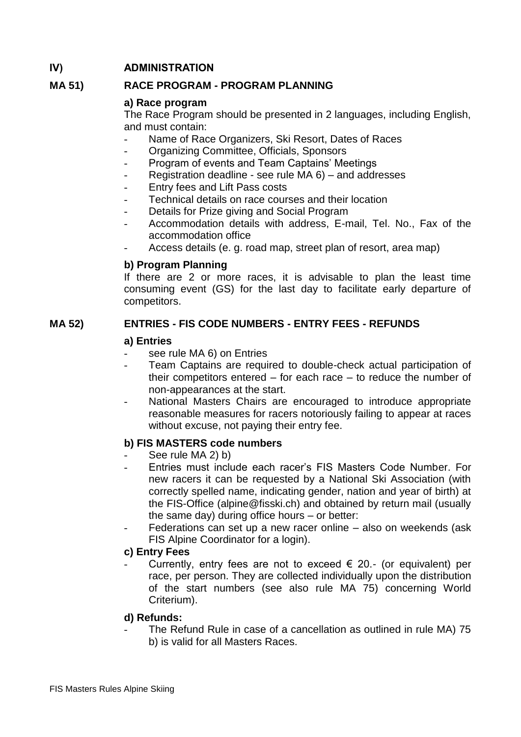## IV) ADMINISTRATION

### MA 51) RACE PROGRAM - PROGRAM PLANNING

**a) Race program**

The Race Program should be presented in 2 languages, including English, and must contain:

- Name of Race Organizers, Ski Resort, Dates of Races
- Organizing Committee, Officials, Sponsors
- Program of events and Team Captains' Meetings
- Registration deadline - see rule MA 6) – and addresses
- Entry fees and Lift Pass costs
- Technical details on race courses and their location
- Details for Prize giving and Social Program
- Accommodation details with address, E-mail, Tel. No., Fax of the accommodation office
- Access details (e. g. road map, street plan of resort, area map)

**b) Program Planning**

If there are 2 or more races, it is advisable to plan the least time consuming event (GS) for the last day to facilitate early departure of competitors.

### MA 52) ENTRIES - FIS CODE NUMBERS - ENTRY FEES - REFUNDS

**a) Entries**

- see rule MA 6) on Entries
- Team Captains are required to double-check actual participation of their competitors entered – for each race – to reduce the number of non-appearances at the start.
- National Masters Chairs are encouraged to introduce appropriate reasonable measures for racers notoriously failing to appear at races without excuse, not paying their entry fee.

**b) FIS MASTERS code numbers**

- See rule MA 2) b)
- Entries must include each racer's FIS Masters Code Number. For new racers it can be requested by a National Ski Association (with correctly spelled name, indicating gender, nation and year of birth) at the FIS-Office (alpine@fisski.ch) and obtained by return mail (usually the same day) during office hours – or better:
- Federations can set up a new racer online – also on weekends (ask FIS Alpine Coordinator for a login).

**c) Entry Fees**

- Currently, entry fees are not to exceed € 20.- (or equivalent) per race, per person. They are collected individually upon the distribution of the start numbers (see also rule MA 75) concerning World Criterium).

**d) Refunds:**

- The Refund Rule in case of a cancellation as outlined in rule MA) 75 b) is valid for all Masters Races.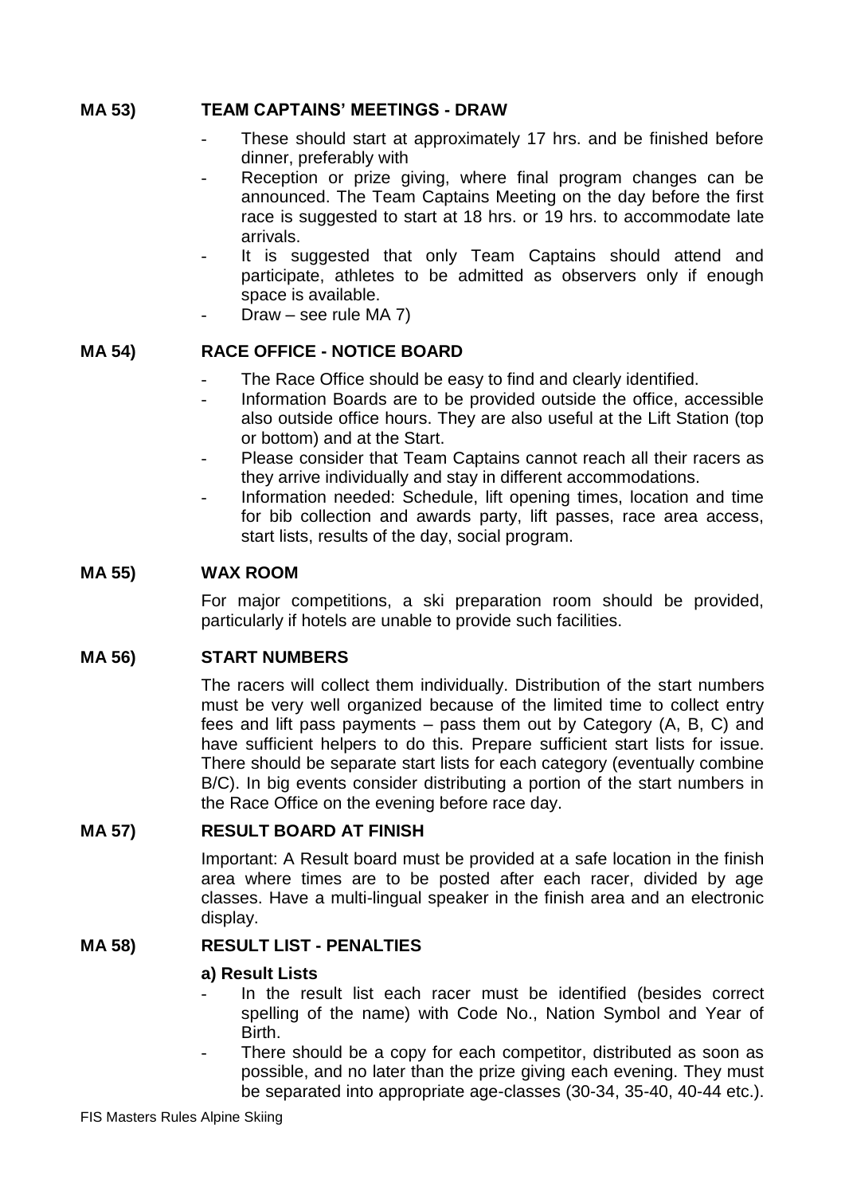## MA 53) TEAM CAPTAINS' MEETINGS - DRAW

- These should start at approximately 17 hrs. and be finished before dinner, preferably with
- Reception or prize giving, where final program changes can be announced. The Team Captains Meeting on the day before the first race is suggested to start at 18 hrs. or 19 hrs. to accommodate late arrivals.
- It is suggested that only Team Captains should attend and participate, athletes to be admitted as observers only if enough space is available.
- Draw – see rule MA 7)

## MA 54) RACE OFFICE - NOTICE BOARD

- The Race Office should be easy to find and clearly identified.
- Information Boards are to be provided outside the office, accessible also outside office hours. They are also useful at the Lift Station (top or bottom) and at the Start.
- Please consider that Team Captains cannot reach all their racers as they arrive individually and stay in different accommodations.
- Information needed: Schedule, lift opening times, location and time for bib collection and awards party, lift passes, race area access, start lists, results of the day, social program.

## MA 55) WAX ROOM

For major competitions, a ski preparation room should be provided, particularly if hotels are unable to provide such facilities.

## MA 56) START NUMBERS

The racers will collect them individually. Distribution of the start numbers must be very well organized because of the limited time to collect entry fees and lift pass payments – pass them out by Category (A, B, C) and have sufficient helpers to do this. Prepare sufficient start lists for issue. There should be separate start lists for each category (eventually combine B/C). In big events consider distributing a portion of the start numbers in the Race Office on the evening before race day.

## MA 57) RESULT BOARD AT FINISH

Important: A Result board must be provided at a safe location in the finish area where times are to be posted after each racer, divided by age classes. Have a multi-lingual speaker in the finish area and an electronic display.

## MA 58) RESULT LIST - PENALTIES

**a) Result Lists**

- In the result list each racer must be identified (besides correct spelling of the name) with Code No., Nation Symbol and Year of Birth.
- There should be a copy for each competitor, distributed as soon as possible, and no later than the prize giving each evening. They must be separated into appropriate age-classes (30-34, 35-40, 40-44 etc.).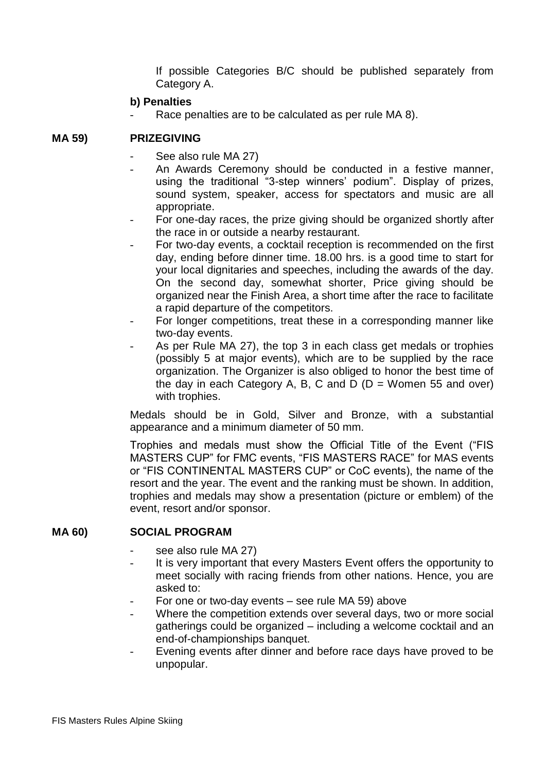If possible Categories B/C should be published separately from Category A.

**b) Penalties**

- Race penalties are to be calculated as per rule MA 8).

## MA 59) PRIZEGIVING

- See also rule MA 27)
- An Awards Ceremony should be conducted in a festive manner, using the traditional "3-step winners' podium". Display of prizes, sound system, speaker, access for spectators and music are all appropriate.
- For one-day races, the prize giving should be organized shortly after the race in or outside a nearby restaurant.
- For two-day events, a cocktail reception is recommended on the first day, ending before dinner time. 18.00 hrs. is a good time to start for your local dignitaries and speeches, including the awards of the day. On the second day, somewhat shorter, Price giving should be organized near the Finish Area, a short time after the race to facilitate a rapid departure of the competitors.
- For longer competitions, treat these in a corresponding manner like two-day events.
- As per Rule MA 27), the top 3 in each class get medals or trophies (possibly 5 at major events), which are to be supplied by the race organization. The Organizer is also obliged to honor the best time of the day in each Category A, B, C and D (D = Women 55 and over) with trophies.

Medals should be in Gold, Silver and Bronze, with a substantial appearance and a minimum diameter of 50 mm.

Trophies and medals must show the Official Title of the Event ("FIS MASTERS CUP" for FMC events, "FIS MASTERS RACE" for MAS events or "FIS CONTINENTAL MASTERS CUP" or CoC events), the name of the resort and the year. The event and the ranking must be shown. In addition, trophies and medals may show a presentation (picture or emblem) of the event, resort and/or sponsor.

## MA 60) SOCIAL PROGRAM

- see also rule MA 27)
- It is very important that every Masters Event offers the opportunity to meet socially with racing friends from other nations. Hence, you are asked to:
- For one or two-day events – see rule MA 59) above
- Where the competition extends over several days, two or more social gatherings could be organized – including a welcome cocktail and an end-of-championships banquet.
- Evening events after dinner and before race days have proved to be unpopular.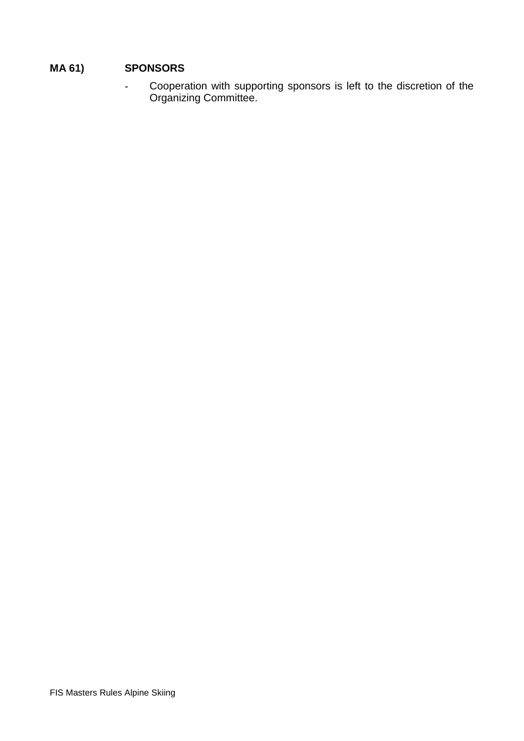## MA 61) SPONSORS

- Cooperation with supporting sponsors is left to the discretion of the Organizing Committee.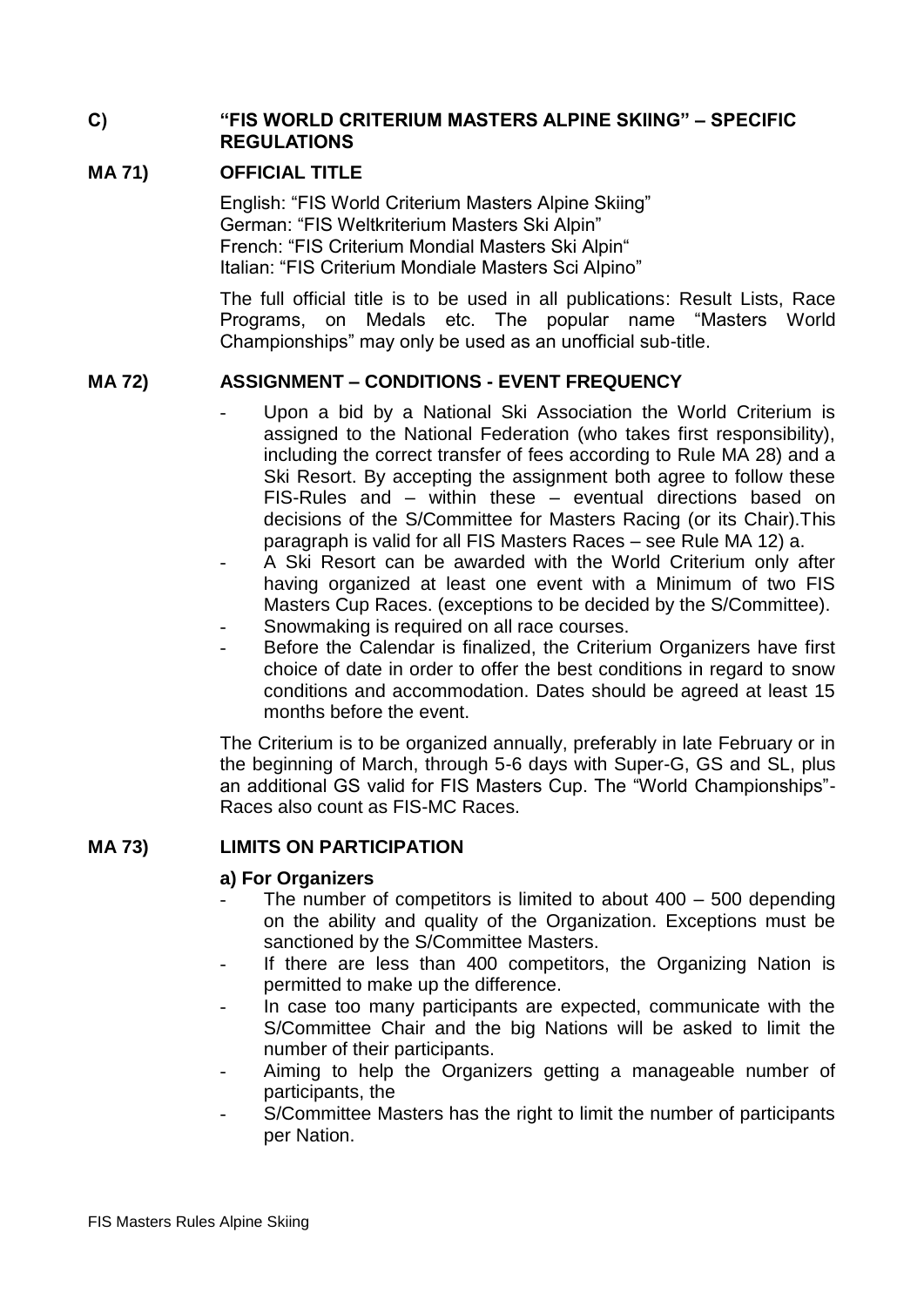## C) "FIS WORLD CRITERIUM MASTERS ALPINE SKIING" – SPECIFIC REGULATIONS

### MA 71) OFFICIAL TITLE

English: "FIS World Criterium Masters Alpine Skiing"
German: "FIS Weltkriterium Masters Ski Alpin"
French: "FIS Criterium Mondial Masters Ski Alpin"
Italian: "FIS Criterium Mondiale Masters Sci Alpino"

The full official title is to be used in all publications: Result Lists, Race Programs, on Medals etc. The popular name "Masters World Championships" may only be used as an unofficial sub-title.

### MA 72) ASSIGNMENT – CONDITIONS - EVENT FREQUENCY

- Upon a bid by a National Ski Association the World Criterium is assigned to the National Federation (who takes first responsibility), including the correct transfer of fees according to Rule MA 28) and a Ski Resort. By accepting the assignment both agree to follow these FIS-Rules and – within these – eventual directions based on decisions of the S/Committee for Masters Racing (or its Chair).This paragraph is valid for all FIS Masters Races – see Rule MA 12) a.
- A Ski Resort can be awarded with the World Criterium only after having organized at least one event with a Minimum of two FIS Masters Cup Races. (exceptions to be decided by the S/Committee).
- Snowmaking is required on all race courses.
- Before the Calendar is finalized, the Criterium Organizers have first choice of date in order to offer the best conditions in regard to snow conditions and accommodation. Dates should be agreed at least 15 months before the event.

The Criterium is to be organized annually, preferably in late February or in the beginning of March, through 5-6 days with Super-G, GS and SL, plus an additional GS valid for FIS Masters Cup. The "World Championships"-Races also count as FIS-MC Races.

### MA 73) LIMITS ON PARTICIPATION

**a) For Organizers**

- The number of competitors is limited to about 400 – 500 depending on the ability and quality of the Organization. Exceptions must be sanctioned by the S/Committee Masters.
- If there are less than 400 competitors, the Organizing Nation is permitted to make up the difference.
- In case too many participants are expected, communicate with the S/Committee Chair and the big Nations will be asked to limit the number of their participants.
- Aiming to help the Organizers getting a manageable number of participants, the
- S/Committee Masters has the right to limit the number of participants per Nation.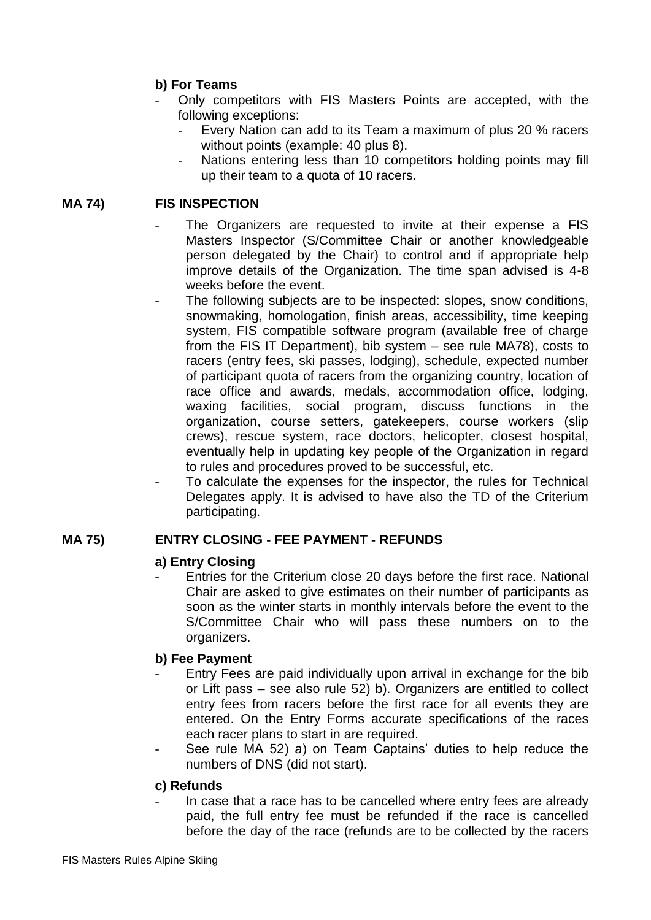**b) For Teams**

- Only competitors with FIS Masters Points are accepted, with the following exceptions:
  - Every Nation can add to its Team a maximum of plus 20 % racers without points (example: 40 plus 8).
  - Nations entering less than 10 competitors holding points may fill up their team to a quota of 10 racers.

## MA 74) FIS INSPECTION

- The Organizers are requested to invite at their expense a FIS Masters Inspector (S/Committee Chair or another knowledgeable person delegated by the Chair) to control and if appropriate help improve details of the Organization. The time span advised is 4-8 weeks before the event.
- The following subjects are to be inspected: slopes, snow conditions, snowmaking, homologation, finish areas, accessibility, time keeping system, FIS compatible software program (available free of charge from the FIS IT Department), bib system – see rule MA78), costs to racers (entry fees, ski passes, lodging), schedule, expected number of participant quota of racers from the organizing country, location of race office and awards, medals, accommodation office, lodging, waxing facilities, social program, discuss functions in the organization, course setters, gatekeepers, course workers (slip crews), rescue system, race doctors, helicopter, closest hospital, eventually help in updating key people of the Organization in regard to rules and procedures proved to be successful, etc.
- To calculate the expenses for the inspector, the rules for Technical Delegates apply. It is advised to have also the TD of the Criterium participating.

## MA 75) ENTRY CLOSING - FEE PAYMENT - REFUNDS

**a) Entry Closing**

- Entries for the Criterium close 20 days before the first race. National Chair are asked to give estimates on their number of participants as soon as the winter starts in monthly intervals before the event to the S/Committee Chair who will pass these numbers on to the organizers.

**b) Fee Payment**

- Entry Fees are paid individually upon arrival in exchange for the bib or Lift pass – see also rule 52) b). Organizers are entitled to collect entry fees from racers before the first race for all events they are entered. On the Entry Forms accurate specifications of the races each racer plans to start in are required.
- See rule MA 52) a) on Team Captains' duties to help reduce the numbers of DNS (did not start).

**c) Refunds**

- In case that a race has to be cancelled where entry fees are already paid, the full entry fee must be refunded if the race is cancelled before the day of the race (refunds are to be collected by the racers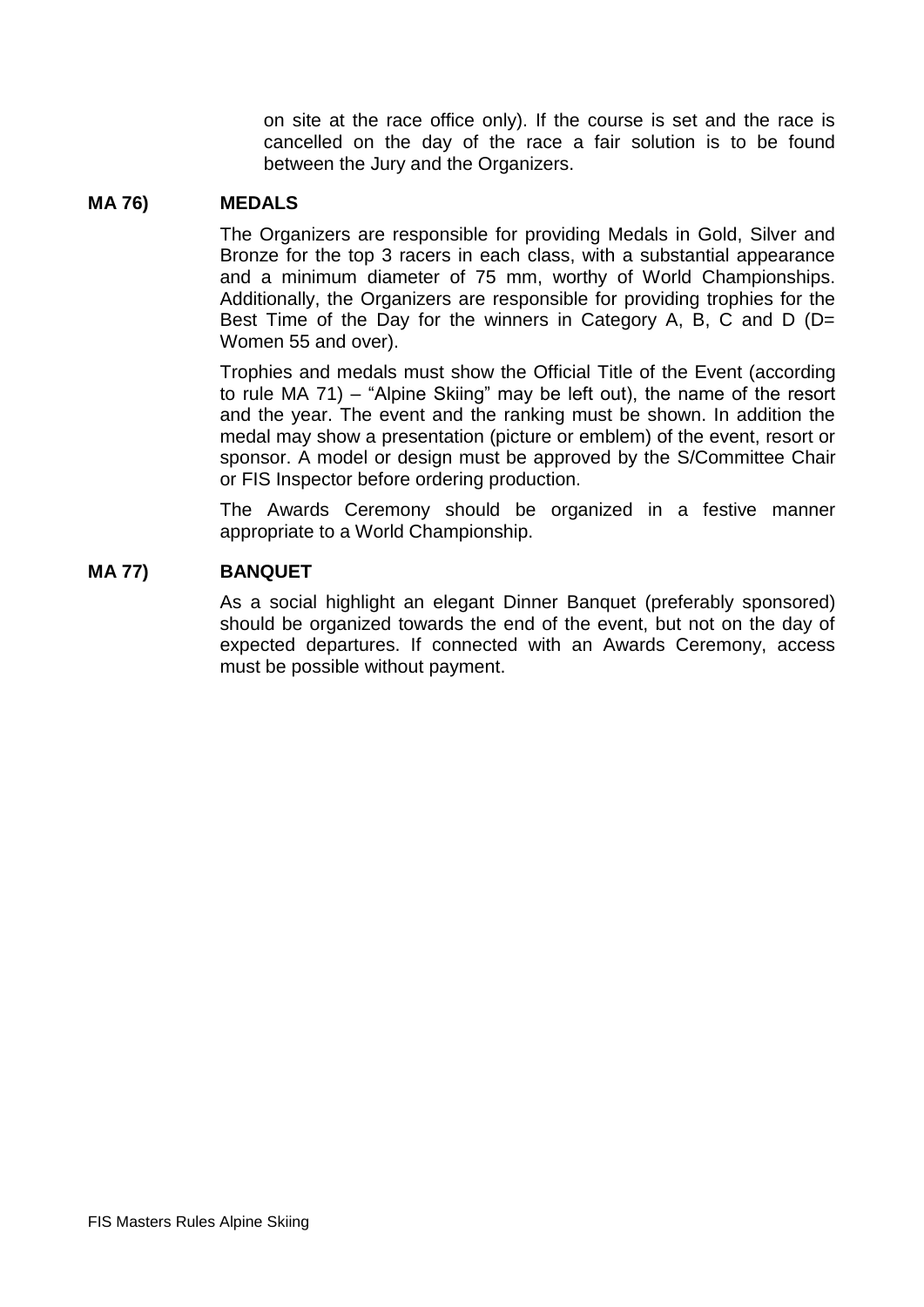on site at the race office only). If the course is set and the race is cancelled on the day of the race a fair solution is to be found between the Jury and the Organizers.

## MA 76) MEDALS

The Organizers are responsible for providing Medals in Gold, Silver and Bronze for the top 3 racers in each class, with a substantial appearance and a minimum diameter of 75 mm, worthy of World Championships. Additionally, the Organizers are responsible for providing trophies for the Best Time of the Day for the winners in Category A, B, C and D (D= Women 55 and over).

Trophies and medals must show the Official Title of the Event (according to rule MA 71) – "Alpine Skiing" may be left out), the name of the resort and the year. The event and the ranking must be shown. In addition the medal may show a presentation (picture or emblem) of the event, resort or sponsor. A model or design must be approved by the S/Committee Chair or FIS Inspector before ordering production.

The Awards Ceremony should be organized in a festive manner appropriate to a World Championship.

## MA 77) BANQUET

As a social highlight an elegant Dinner Banquet (preferably sponsored) should be organized towards the end of the event, but not on the day of expected departures. If connected with an Awards Ceremony, access must be possible without payment.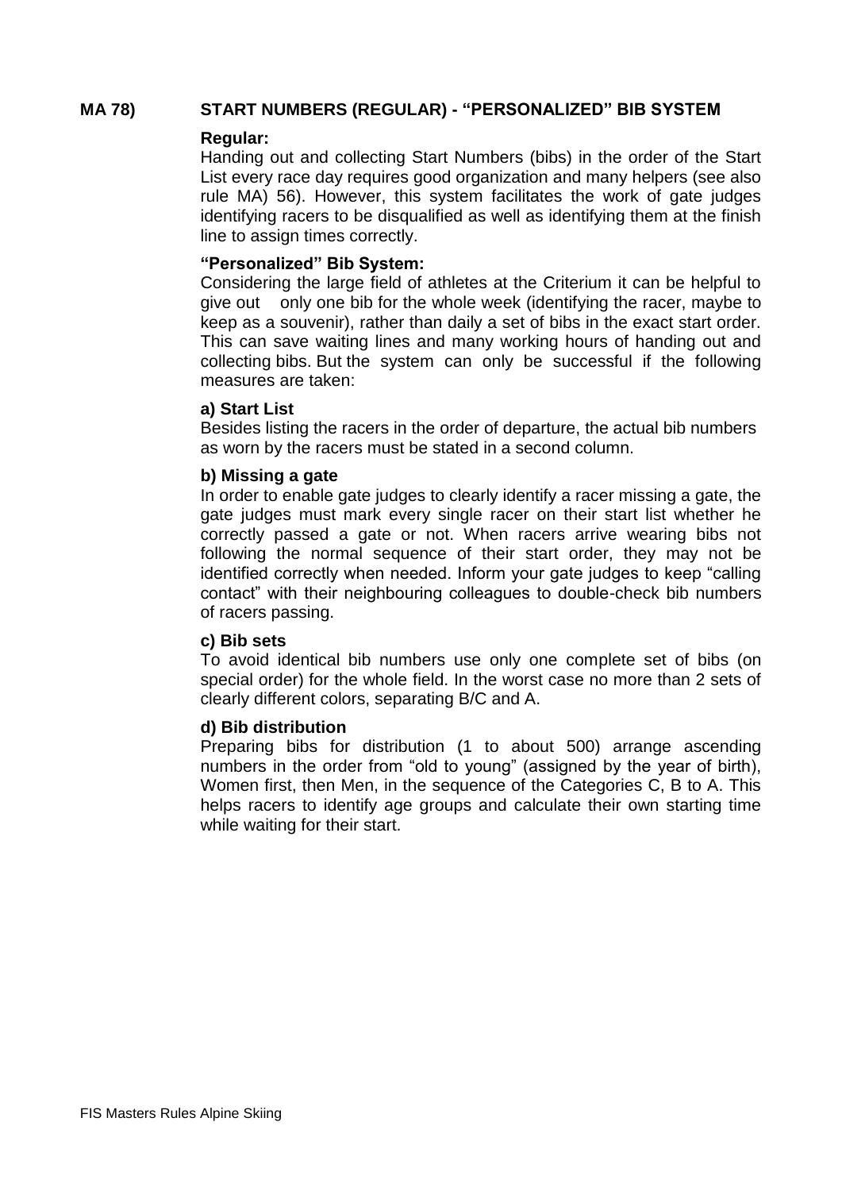## MA 78) START NUMBERS (REGULAR) - "PERSONALIZED" BIB SYSTEM

**Regular:**

Handing out and collecting Start Numbers (bibs) in the order of the Start List every race day requires good organization and many helpers (see also rule MA) 56). However, this system facilitates the work of gate judges identifying racers to be disqualified as well as identifying them at the finish line to assign times correctly.

**"Personalized" Bib System:**

Considering the large field of athletes at the Criterium it can be helpful to give out only one bib for the whole week (identifying the racer, maybe to keep as a souvenir), rather than daily a set of bibs in the exact start order. This can save waiting lines and many working hours of handing out and collecting bibs. But the system can only be successful if the following measures are taken:

**a) Start List**

Besides listing the racers in the order of departure, the actual bib numbers as worn by the racers must be stated in a second column.

**b) Missing a gate**

In order to enable gate judges to clearly identify a racer missing a gate, the gate judges must mark every single racer on their start list whether he correctly passed a gate or not. When racers arrive wearing bibs not following the normal sequence of their start order, they may not be identified correctly when needed. Inform your gate judges to keep "calling contact" with their neighbouring colleagues to double-check bib numbers of racers passing.

**c) Bib sets**

To avoid identical bib numbers use only one complete set of bibs (on special order) for the whole field. In the worst case no more than 2 sets of clearly different colors, separating B/C and A.

**d) Bib distribution**

Preparing bibs for distribution (1 to about 500) arrange ascending numbers in the order from "old to young" (assigned by the year of birth), Women first, then Men, in the sequence of the Categories C, B to A. This helps racers to identify age groups and calculate their own starting time while waiting for their start.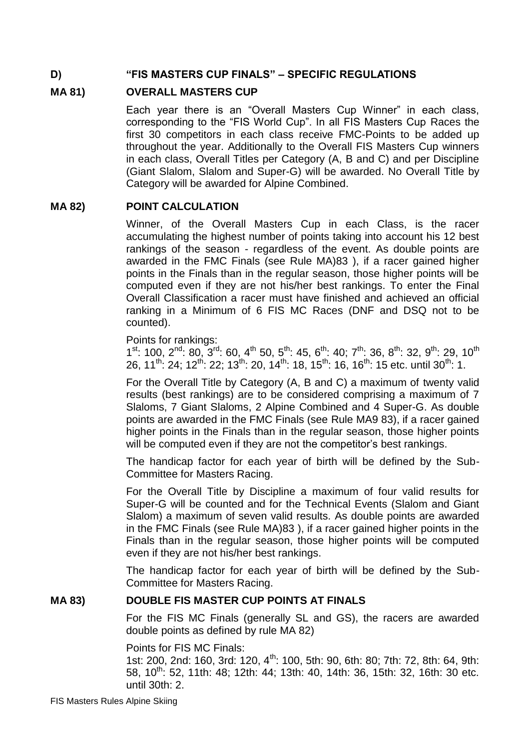## D) "FIS MASTERS CUP FINALS" – SPECIFIC REGULATIONS

### MA 81) OVERALL MASTERS CUP

Each year there is an "Overall Masters Cup Winner" in each class, corresponding to the "FIS World Cup". In all FIS Masters Cup Races the first 30 competitors in each class receive FMC-Points to be added up throughout the year. Additionally to the Overall FIS Masters Cup winners in each class, Overall Titles per Category (A, B and C) and per Discipline (Giant Slalom, Slalom and Super-G) will be awarded. No Overall Title by Category will be awarded for Alpine Combined.

### MA 82) POINT CALCULATION

Winner, of the Overall Masters Cup in each Class, is the racer accumulating the highest number of points taking into account his 12 best rankings of the season - regardless of the event. As double points are awarded in the FMC Finals (see Rule MA)83 ), if a racer gained higher points in the Finals than in the regular season, those higher points will be computed even if they are not his/her best rankings. To enter the Final Overall Classification a racer must have finished and achieved an official ranking in a Minimum of 6 FIS MC Races (DNF and DSQ not to be counted).

Points for rankings:
1st: 100, 2nd: 80, 3rd: 60, 4th 50, 5th: 45, 6th: 40; 7th: 36, 8th: 32, 9th: 29, 10th 26, 11th: 24; 12th: 22; 13th: 20, 14th: 18, 15th: 16, 16th: 15 etc. until 30th: 1.

For the Overall Title by Category (A, B and C) a maximum of twenty valid results (best rankings) are to be considered comprising a maximum of 7 Slaloms, 7 Giant Slaloms, 2 Alpine Combined and 4 Super-G. As double points are awarded in the FMC Finals (see Rule MA9 83), if a racer gained higher points in the Finals than in the regular season, those higher points will be computed even if they are not the competitor's best rankings.

The handicap factor for each year of birth will be defined by the Sub-Committee for Masters Racing.

For the Overall Title by Discipline a maximum of four valid results for Super-G will be counted and for the Technical Events (Slalom and Giant Slalom) a maximum of seven valid results. As double points are awarded in the FMC Finals (see Rule MA)83 ), if a racer gained higher points in the Finals than in the regular season, those higher points will be computed even if they are not his/her best rankings.

The handicap factor for each year of birth will be defined by the Sub-Committee for Masters Racing.

### MA 83) DOUBLE FIS MASTER CUP POINTS AT FINALS

For the FIS MC Finals (generally SL and GS), the racers are awarded double points as defined by rule MA 82)

Points for FIS MC Finals:
1st: 200, 2nd: 160, 3rd: 120, 4th: 100, 5th: 90, 6th: 80; 7th: 72, 8th: 64, 9th: 58, 10th: 52, 11th: 48; 12th: 44; 13th: 40, 14th: 36, 15th: 32, 16th: 30 etc. until 30th: 2.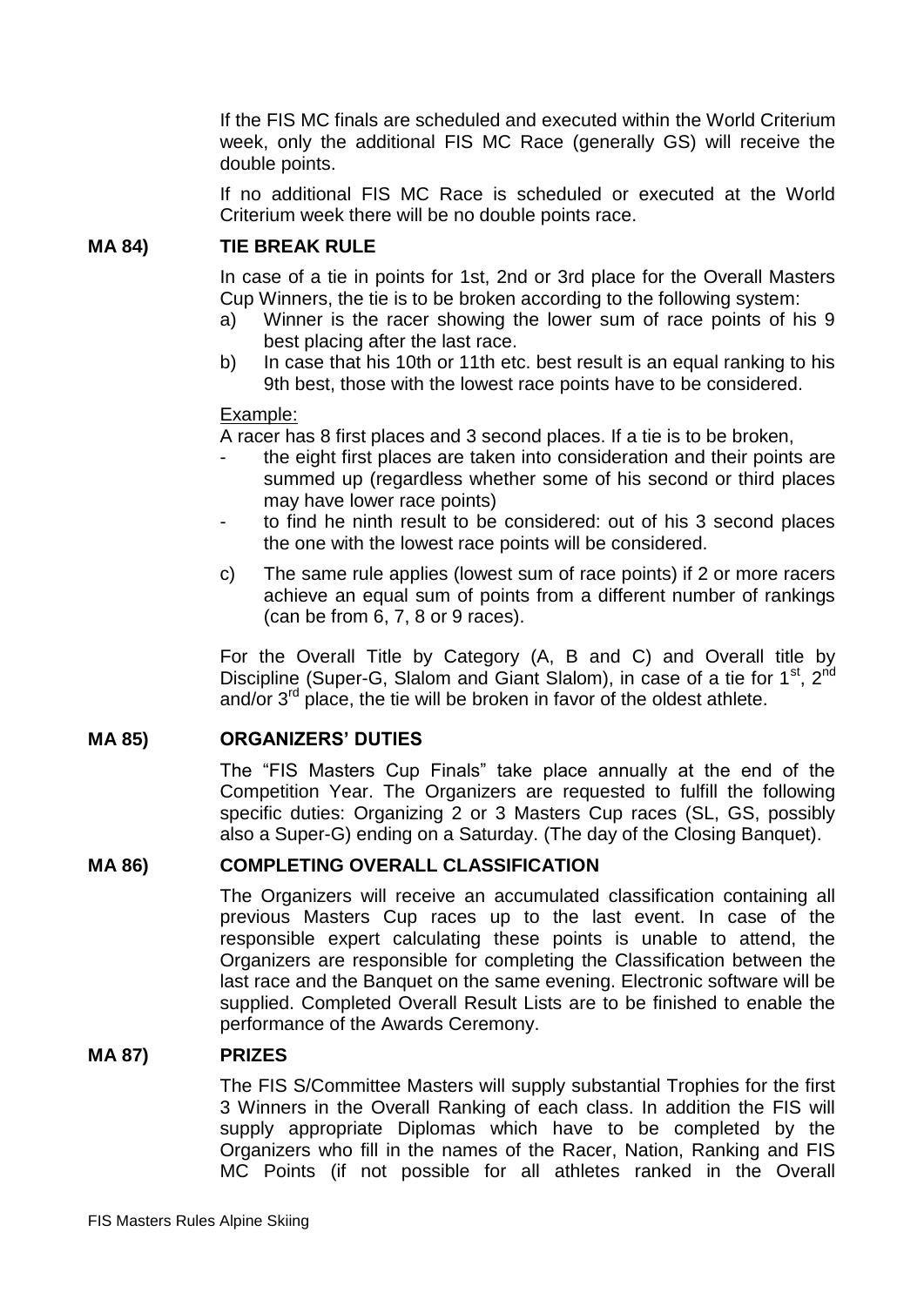If the FIS MC finals are scheduled and executed within the World Criterium week, only the additional FIS MC Race (generally GS) will receive the double points.

If no additional FIS MC Race is scheduled or executed at the World Criterium week there will be no double points race.

## MA 84) TIE BREAK RULE

In case of a tie in points for 1st, 2nd or 3rd place for the Overall Masters Cup Winners, the tie is to be broken according to the following system:

a) Winner is the racer showing the lower sum of race points of his 9 best placing after the last race.
b) In case that his 10th or 11th etc. best result is an equal ranking to his 9th best, those with the lowest race points have to be considered.

Example:

A racer has 8 first places and 3 second places. If a tie is to be broken,

- the eight first places are taken into consideration and their points are summed up (regardless whether some of his second or third places may have lower race points)
- to find he ninth result to be considered: out of his 3 second places the one with the lowest race points will be considered.

c) The same rule applies (lowest sum of race points) if 2 or more racers achieve an equal sum of points from a different number of rankings (can be from 6, 7, 8 or 9 races).

For the Overall Title by Category (A, B and C) and Overall title by Discipline (Super-G, Slalom and Giant Slalom), in case of a tie for 1st, 2nd and/or 3rd place, the tie will be broken in favor of the oldest athlete.

## MA 85) ORGANIZERS' DUTIES

The "FIS Masters Cup Finals" take place annually at the end of the Competition Year. The Organizers are requested to fulfill the following specific duties: Organizing 2 or 3 Masters Cup races (SL, GS, possibly also a Super-G) ending on a Saturday. (The day of the Closing Banquet).

## MA 86) COMPLETING OVERALL CLASSIFICATION

The Organizers will receive an accumulated classification containing all previous Masters Cup races up to the last event. In case of the responsible expert calculating these points is unable to attend, the Organizers are responsible for completing the Classification between the last race and the Banquet on the same evening. Electronic software will be supplied. Completed Overall Result Lists are to be finished to enable the performance of the Awards Ceremony.

## MA 87) PRIZES

The FIS S/Committee Masters will supply substantial Trophies for the first 3 Winners in the Overall Ranking of each class. In addition the FIS will supply appropriate Diplomas which have to be completed by the Organizers who fill in the names of the Racer, Nation, Ranking and FIS MC Points (if not possible for all athletes ranked in the Overall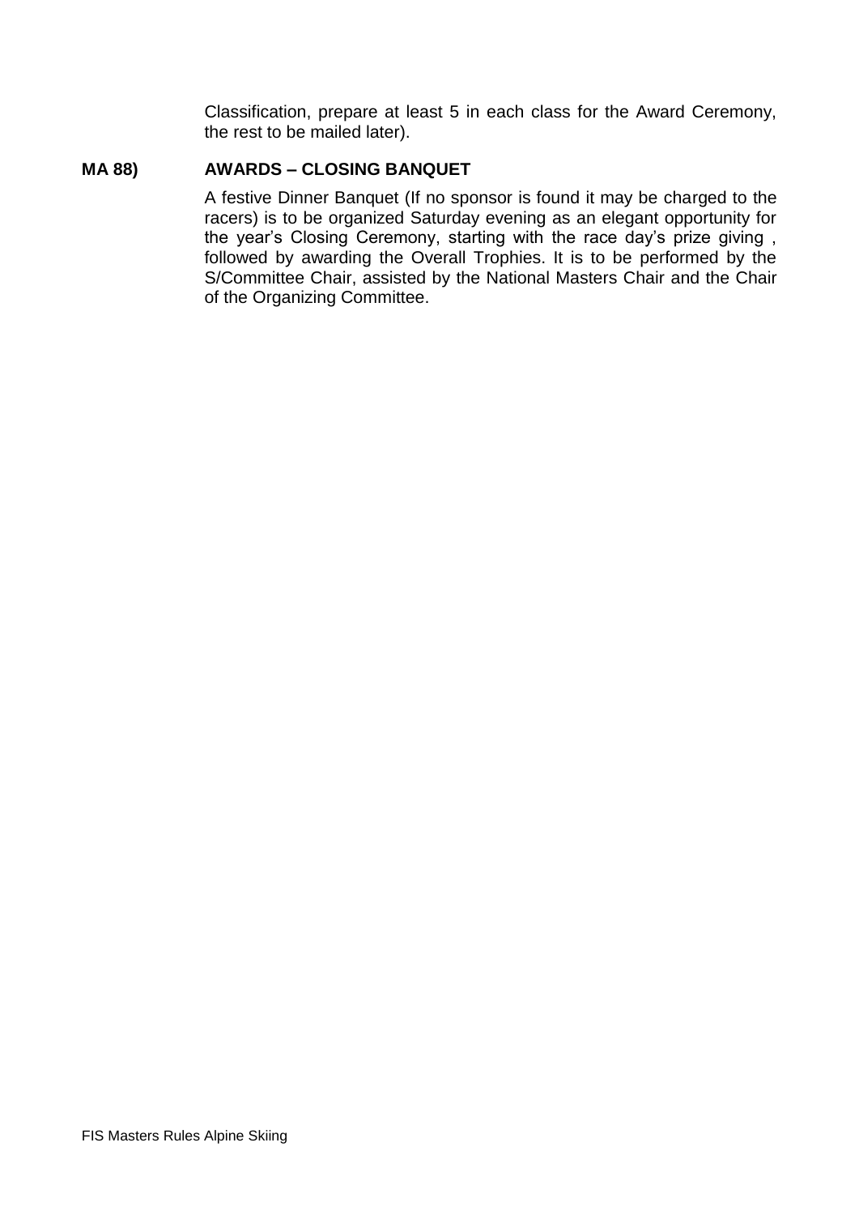Classification, prepare at least 5 in each class for the Award Ceremony, the rest to be mailed later).

## MA 88) AWARDS – CLOSING BANQUET

A festive Dinner Banquet (If no sponsor is found it may be charged to the racers) is to be organized Saturday evening as an elegant opportunity for the year's Closing Ceremony, starting with the race day's prize giving , followed by awarding the Overall Trophies. It is to be performed by the S/Committee Chair, assisted by the National Masters Chair and the Chair of the Organizing Committee.